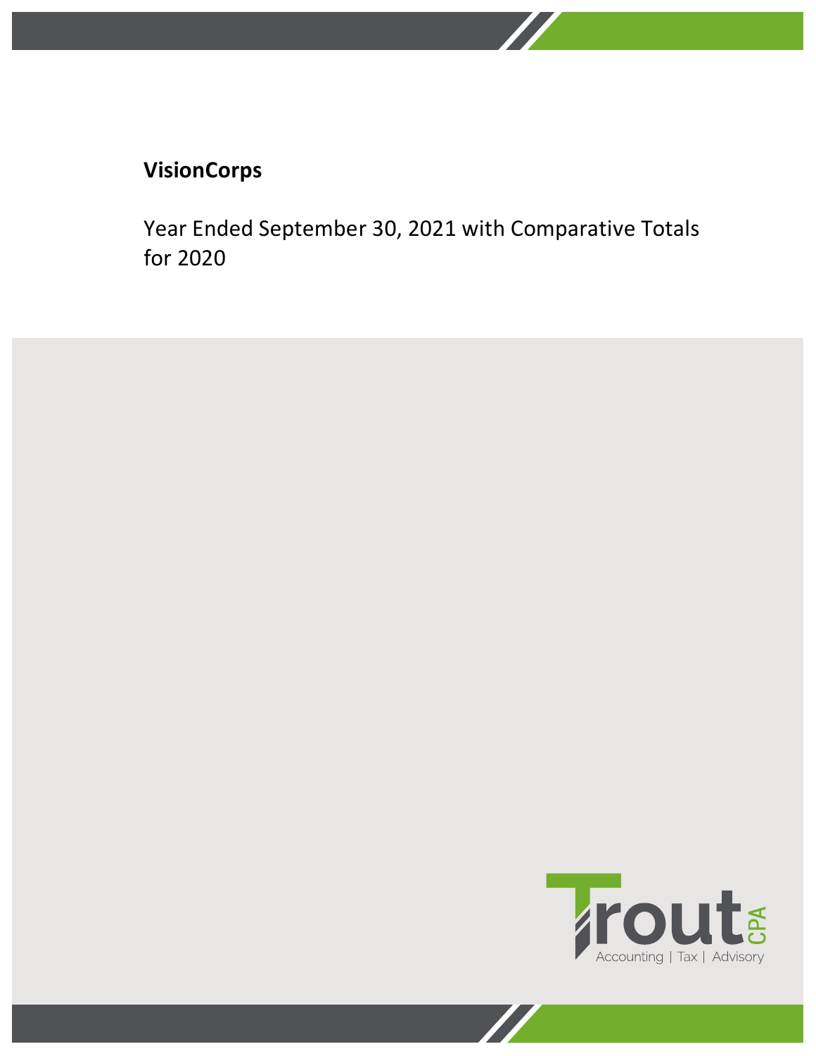**VisionCorps**

Year Ended September 30, 2021 with Comparative Totals for 2020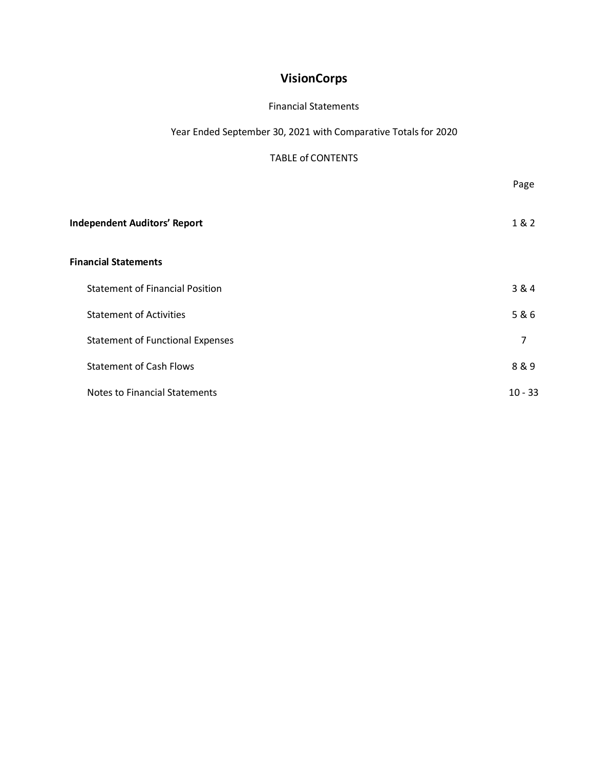# VisionCorps

Financial Statements

Year Ended September 30, 2021 with Comparative Totals for 2020

TABLE of CONTENTS

| | Page |
|---|---|
| **Independent Auditors' Report** | 1 & 2 |
| **Financial Statements** | |
| Statement of Financial Position | 3 & 4 |
| Statement of Activities | 5 & 6 |
| Statement of Functional Expenses | 7 |
| Statement of Cash Flows | 8 & 9 |
| Notes to Financial Statements | 10 - 33 |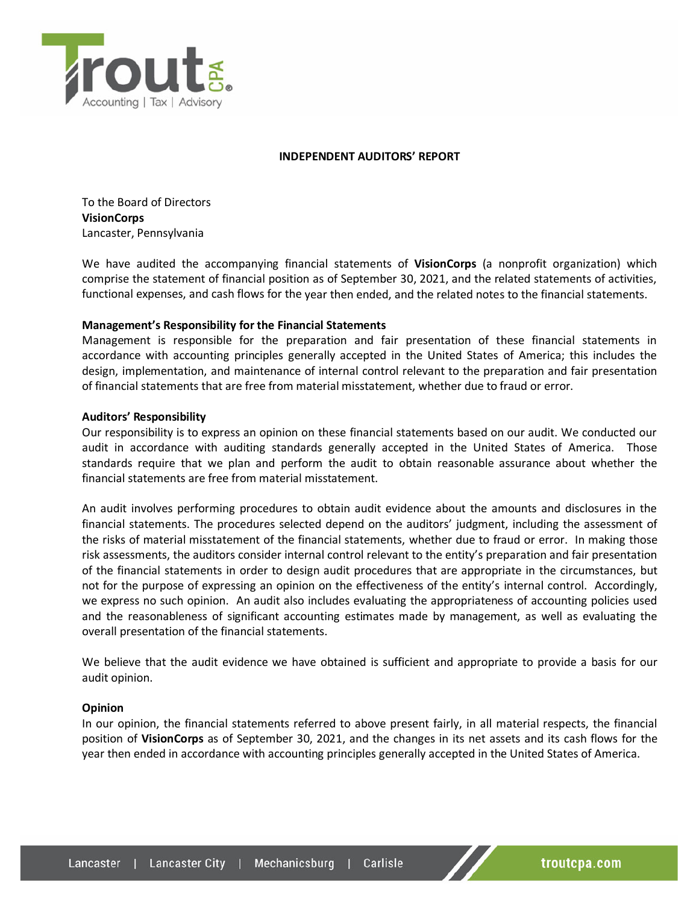## INDEPENDENT AUDITORS' REPORT

To the Board of Directors
**VisionCorps**
Lancaster, Pennsylvania

We have audited the accompanying financial statements of **VisionCorps** (a nonprofit organization) which comprise the statement of financial position as of September 30, 2021, and the related statements of activities, functional expenses, and cash flows for the year then ended, and the related notes to the financial statements.

**Management's Responsibility for the Financial Statements**
Management is responsible for the preparation and fair presentation of these financial statements in accordance with accounting principles generally accepted in the United States of America; this includes the design, implementation, and maintenance of internal control relevant to the preparation and fair presentation of financial statements that are free from material misstatement, whether due to fraud or error.

**Auditors' Responsibility**
Our responsibility is to express an opinion on these financial statements based on our audit. We conducted our audit in accordance with auditing standards generally accepted in the United States of America. Those standards require that we plan and perform the audit to obtain reasonable assurance about whether the financial statements are free from material misstatement.

An audit involves performing procedures to obtain audit evidence about the amounts and disclosures in the financial statements. The procedures selected depend on the auditors' judgment, including the assessment of the risks of material misstatement of the financial statements, whether due to fraud or error. In making those risk assessments, the auditors consider internal control relevant to the entity's preparation and fair presentation of the financial statements in order to design audit procedures that are appropriate in the circumstances, but not for the purpose of expressing an opinion on the effectiveness of the entity's internal control. Accordingly, we express no such opinion. An audit also includes evaluating the appropriateness of accounting policies used and the reasonableness of significant accounting estimates made by management, as well as evaluating the overall presentation of the financial statements.

We believe that the audit evidence we have obtained is sufficient and appropriate to provide a basis for our audit opinion.

**Opinion**
In our opinion, the financial statements referred to above present fairly, in all material respects, the financial position of **VisionCorps** as of September 30, 2021, and the changes in its net assets and its cash flows for the year then ended in accordance with accounting principles generally accepted in the United States of America.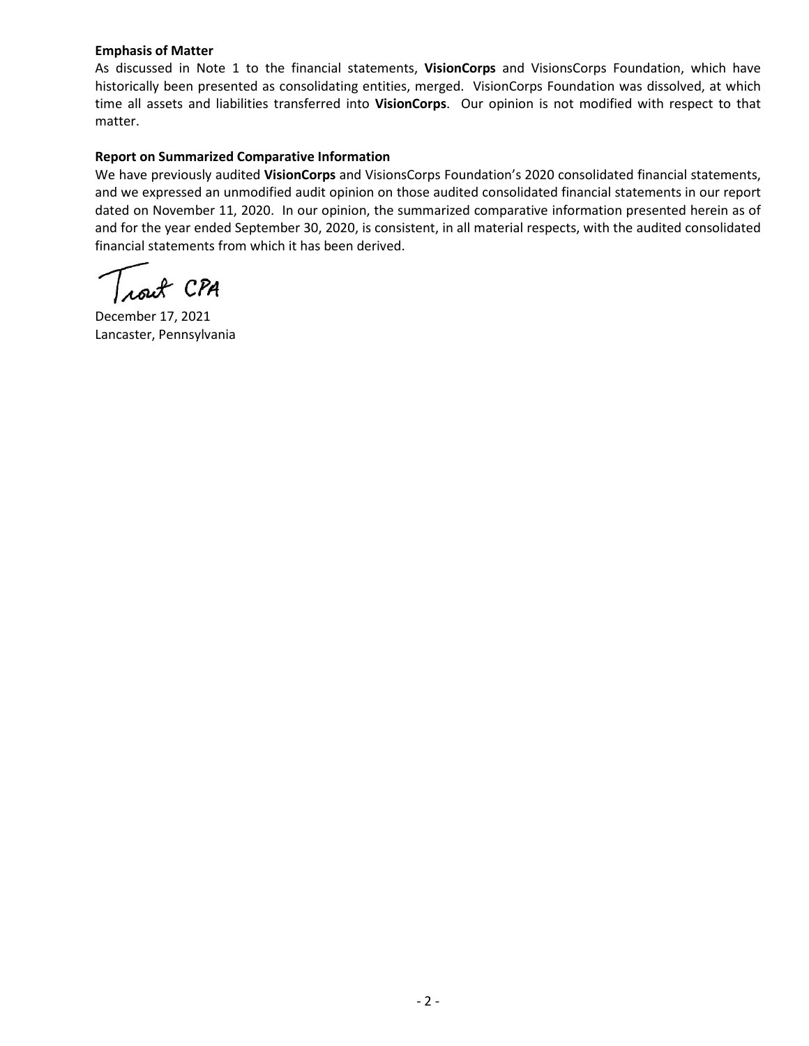**Emphasis of Matter**

As discussed in Note 1 to the financial statements, **VisionCorps** and VisionsCorps Foundation, which have historically been presented as consolidating entities, merged. VisionCorps Foundation was dissolved, at which time all assets and liabilities transferred into **VisionCorps**. Our opinion is not modified with respect to that matter.

**Report on Summarized Comparative Information**

We have previously audited **VisionCorps** and VisionsCorps Foundation's 2020 consolidated financial statements, and we expressed an unmodified audit opinion on those audited consolidated financial statements in our report dated on November 11, 2020. In our opinion, the summarized comparative information presented herein as of and for the year ended September 30, 2020, is consistent, in all material respects, with the audited consolidated financial statements from which it has been derived.

Trout CPA

December 17, 2021
Lancaster, Pennsylvania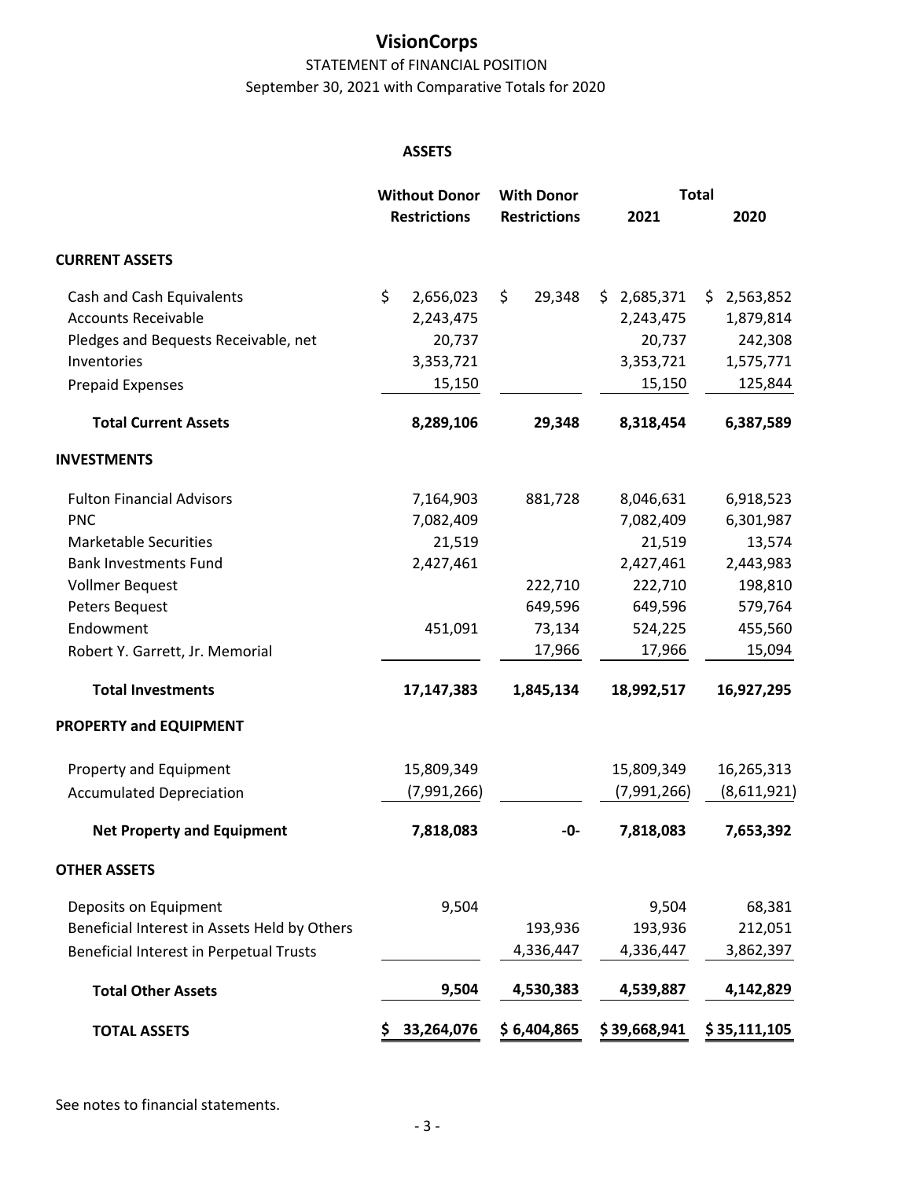# VisionCorps

## STATEMENT of FINANCIAL POSITION

September 30, 2021 with Comparative Totals for 2020

### ASSETS

| | Without Donor Restrictions | With Donor Restrictions | Total 2021 | Total 2020 |
|---|---|---|---|---|
| **CURRENT ASSETS** | | | | |
| Cash and Cash Equivalents | $ 2,656,023 | $ 29,348 | $ 2,685,371 | $ 2,563,852 |
| Accounts Receivable | 2,243,475 | | 2,243,475 | 1,879,814 |
| Pledges and Bequests Receivable, net | 20,737 | | 20,737 | 242,308 |
| Inventories | 3,353,721 | | 3,353,721 | 1,575,771 |
| Prepaid Expenses | 15,150 | | 15,150 | 125,844 |
| **Total Current Assets** | **8,289,106** | **29,348** | **8,318,454** | **6,387,589** |
| **INVESTMENTS** | | | | |
| Fulton Financial Advisors | 7,164,903 | 881,728 | 8,046,631 | 6,918,523 |
| PNC | 7,082,409 | | 7,082,409 | 6,301,987 |
| Marketable Securities | 21,519 | | 21,519 | 13,574 |
| Bank Investments Fund | 2,427,461 | | 2,427,461 | 2,443,983 |
| Vollmer Bequest | | 222,710 | 222,710 | 198,810 |
| Peters Bequest | | 649,596 | 649,596 | 579,764 |
| Endowment | 451,091 | 73,134 | 524,225 | 455,560 |
| Robert Y. Garrett, Jr. Memorial | | 17,966 | 17,966 | 15,094 |
| **Total Investments** | **17,147,383** | **1,845,134** | **18,992,517** | **16,927,295** |
| **PROPERTY and EQUIPMENT** | | | | |
| Property and Equipment | 15,809,349 | | 15,809,349 | 16,265,313 |
| Accumulated Depreciation | (7,991,266) | | (7,991,266) | (8,611,921) |
| **Net Property and Equipment** | **7,818,083** | **-0-** | **7,818,083** | **7,653,392** |
| **OTHER ASSETS** | | | | |
| Deposits on Equipment | 9,504 | | 9,504 | 68,381 |
| Beneficial Interest in Assets Held by Others | | 193,936 | 193,936 | 212,051 |
| Beneficial Interest in Perpetual Trusts | | 4,336,447 | 4,336,447 | 3,862,397 |
| **Total Other Assets** | **9,504** | **4,530,383** | **4,539,887** | **4,142,829** |
| **TOTAL ASSETS** | **$ 33,264,076** | **$ 6,404,865** | **$ 39,668,941** | **$ 35,111,105** |

See notes to financial statements.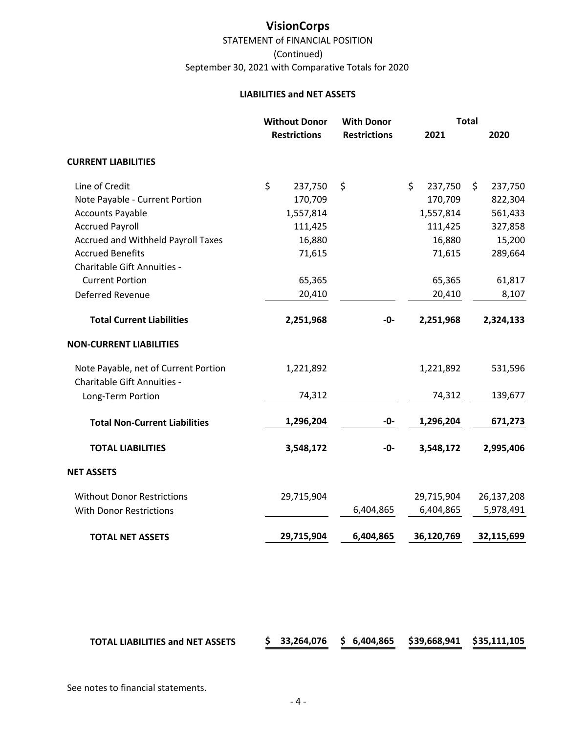# VisionCorps

## STATEMENT of FINANCIAL POSITION

(Continued)

September 30, 2021 with Comparative Totals for 2020

### LIABILITIES and NET ASSETS

| | Without Donor Restrictions | With Donor Restrictions | Total 2021 | Total 2020 |
|---|---|---|---|---|
| **CURRENT LIABILITIES** | | | | |
| Line of Credit | $ 237,750 | $ | $ 237,750 | $ 237,750 |
| Note Payable - Current Portion | 170,709 | | 170,709 | 822,304 |
| Accounts Payable | 1,557,814 | | 1,557,814 | 561,433 |
| Accrued Payroll | 111,425 | | 111,425 | 327,858 |
| Accrued and Withheld Payroll Taxes | 16,880 | | 16,880 | 15,200 |
| Accrued Benefits | 71,615 | | 71,615 | 289,664 |
| Charitable Gift Annuities - Current Portion | 65,365 | | 65,365 | 61,817 |
| Deferred Revenue | 20,410 | | 20,410 | 8,107 |
| **Total Current Liabilities** | **2,251,968** | **-0-** | **2,251,968** | **2,324,133** |
| **NON-CURRENT LIABILITIES** | | | | |
| Note Payable, net of Current Portion | 1,221,892 | | 1,221,892 | 531,596 |
| Charitable Gift Annuities - Long-Term Portion | 74,312 | | 74,312 | 139,677 |
| **Total Non-Current Liabilities** | **1,296,204** | **-0-** | **1,296,204** | **671,273** |
| **TOTAL LIABILITIES** | **3,548,172** | **-0-** | **3,548,172** | **2,995,406** |
| **NET ASSETS** | | | | |
| Without Donor Restrictions | 29,715,904 | | 29,715,904 | 26,137,208 |
| With Donor Restrictions | | 6,404,865 | 6,404,865 | 5,978,491 |
| **TOTAL NET ASSETS** | **29,715,904** | **6,404,865** | **36,120,769** | **32,115,699** |
| **TOTAL LIABILITIES and NET ASSETS** | **$ 33,264,076** | **$ 6,404,865** | **$39,668,941** | **$35,111,105** |

See notes to financial statements.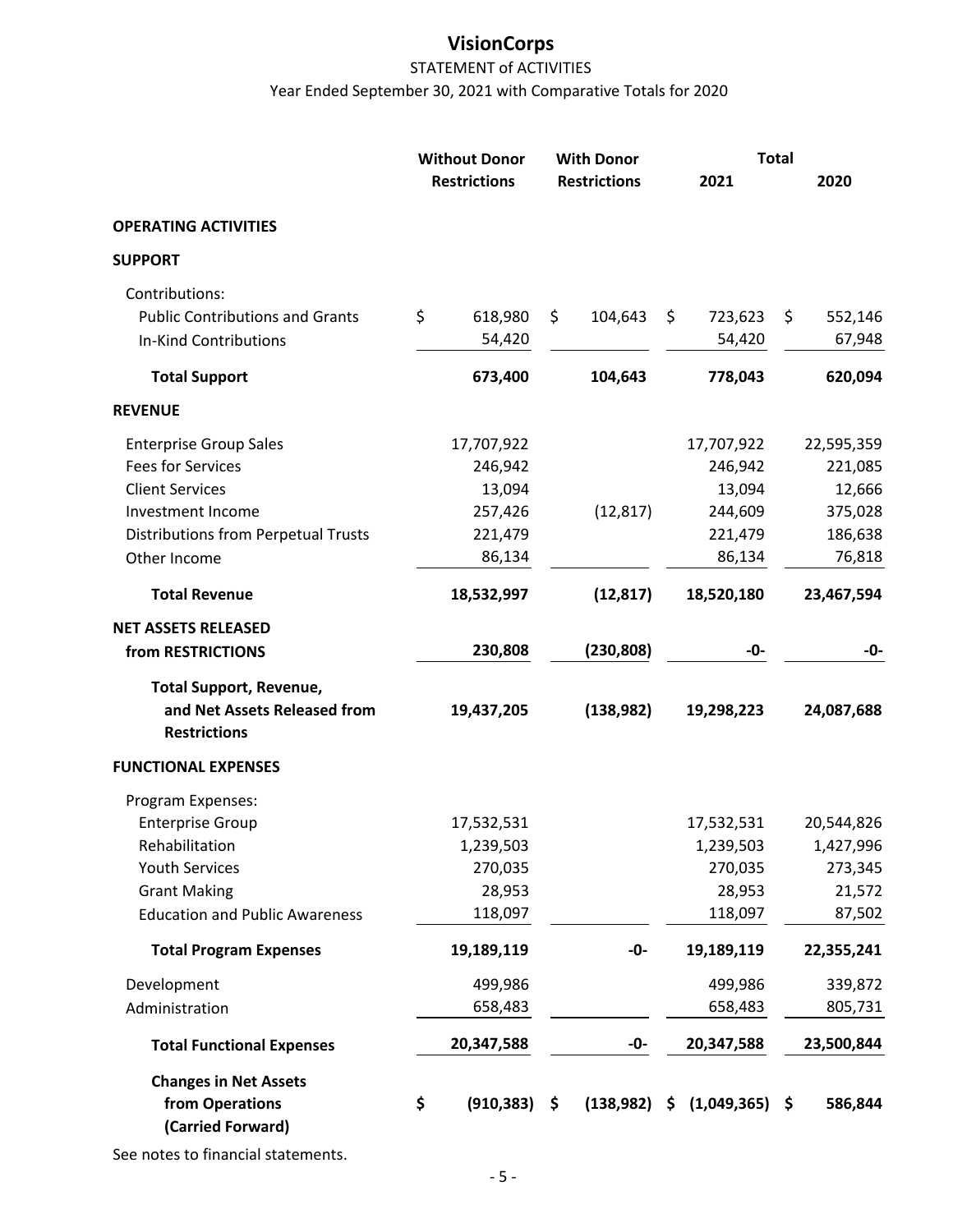# VisionCorps

STATEMENT of ACTIVITIES

Year Ended September 30, 2021 with Comparative Totals for 2020

| | Without Donor Restrictions | With Donor Restrictions | Total 2021 | Total 2020 |
|---|---|---|---|---|
| **OPERATING ACTIVITIES** | | | | |
| **SUPPORT** | | | | |
| Contributions: | | | | |
| Public Contributions and Grants | $ 618,980 | $ 104,643 | $ 723,623 | $ 552,146 |
| In-Kind Contributions | 54,420 | | 54,420 | 67,948 |
| **Total Support** | **673,400** | **104,643** | **778,043** | **620,094** |
| **REVENUE** | | | | |
| Enterprise Group Sales | 17,707,922 | | 17,707,922 | 22,595,359 |
| Fees for Services | 246,942 | | 246,942 | 221,085 |
| Client Services | 13,094 | | 13,094 | 12,666 |
| Investment Income | 257,426 | (12,817) | 244,609 | 375,028 |
| Distributions from Perpetual Trusts | 221,479 | | 221,479 | 186,638 |
| Other Income | 86,134 | | 86,134 | 76,818 |
| **Total Revenue** | **18,532,997** | **(12,817)** | **18,520,180** | **23,467,594** |
| **NET ASSETS RELEASED from RESTRICTIONS** | **230,808** | **(230,808)** | **-0-** | **-0-** |
| **Total Support, Revenue, and Net Assets Released from Restrictions** | **19,437,205** | **(138,982)** | **19,298,223** | **24,087,688** |
| **FUNCTIONAL EXPENSES** | | | | |
| Program Expenses: | | | | |
| Enterprise Group | 17,532,531 | | 17,532,531 | 20,544,826 |
| Rehabilitation | 1,239,503 | | 1,239,503 | 1,427,996 |
| Youth Services | 270,035 | | 270,035 | 273,345 |
| Grant Making | 28,953 | | 28,953 | 21,572 |
| Education and Public Awareness | 118,097 | | 118,097 | 87,502 |
| **Total Program Expenses** | **19,189,119** | **-0-** | **19,189,119** | **22,355,241** |
| Development | 499,986 | | 499,986 | 339,872 |
| Administration | 658,483 | | 658,483 | 805,731 |
| **Total Functional Expenses** | **20,347,588** | **-0-** | **20,347,588** | **23,500,844** |
| **Changes in Net Assets from Operations (Carried Forward)** | **$ (910,383)** | **$ (138,982)** | **$ (1,049,365)** | **$ 586,844** |

See notes to financial statements.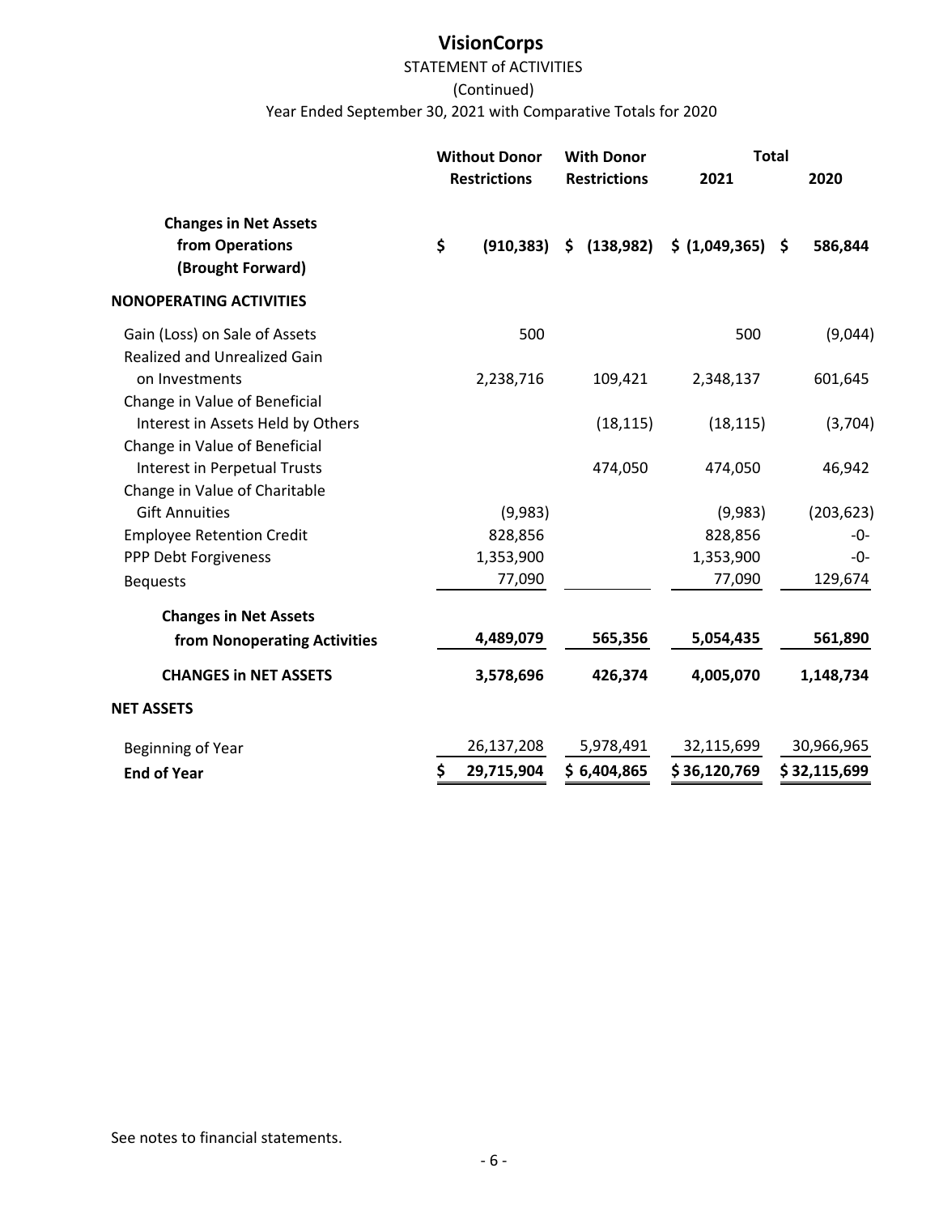# VisionCorps

## STATEMENT of ACTIVITIES

(Continued)

Year Ended September 30, 2021 with Comparative Totals for 2020

| | Without Donor Restrictions | With Donor Restrictions | Total 2021 | Total 2020 |
|---|---|---|---|---|
| **Changes in Net Assets from Operations (Brought Forward)** | **$ (910,383)** | **$ (138,982)** | **$ (1,049,365)** | **$ 586,844** |
| **NONOPERATING ACTIVITIES** | | | | |
| Gain (Loss) on Sale of Assets | 500 | | 500 | (9,044) |
| Realized and Unrealized Gain on Investments | 2,238,716 | 109,421 | 2,348,137 | 601,645 |
| Change in Value of Beneficial Interest in Assets Held by Others | | (18,115) | (18,115) | (3,704) |
| Change in Value of Beneficial Interest in Perpetual Trusts | | 474,050 | 474,050 | 46,942 |
| Change in Value of Charitable Gift Annuities | (9,983) | | (9,983) | (203,623) |
| Employee Retention Credit | 828,856 | | 828,856 | -0- |
| PPP Debt Forgiveness | 1,353,900 | | 1,353,900 | -0- |
| Bequests | 77,090 | | 77,090 | 129,674 |
| **Changes in Net Assets from Nonoperating Activities** | **4,489,079** | **565,356** | **5,054,435** | **561,890** |
| **CHANGES in NET ASSETS** | **3,578,696** | **426,374** | **4,005,070** | **1,148,734** |
| **NET ASSETS** | | | | |
| Beginning of Year | 26,137,208 | 5,978,491 | 32,115,699 | 30,966,965 |
| **End of Year** | **$ 29,715,904** | **$ 6,404,865** | **$ 36,120,769** | **$ 32,115,699** |

See notes to financial statements.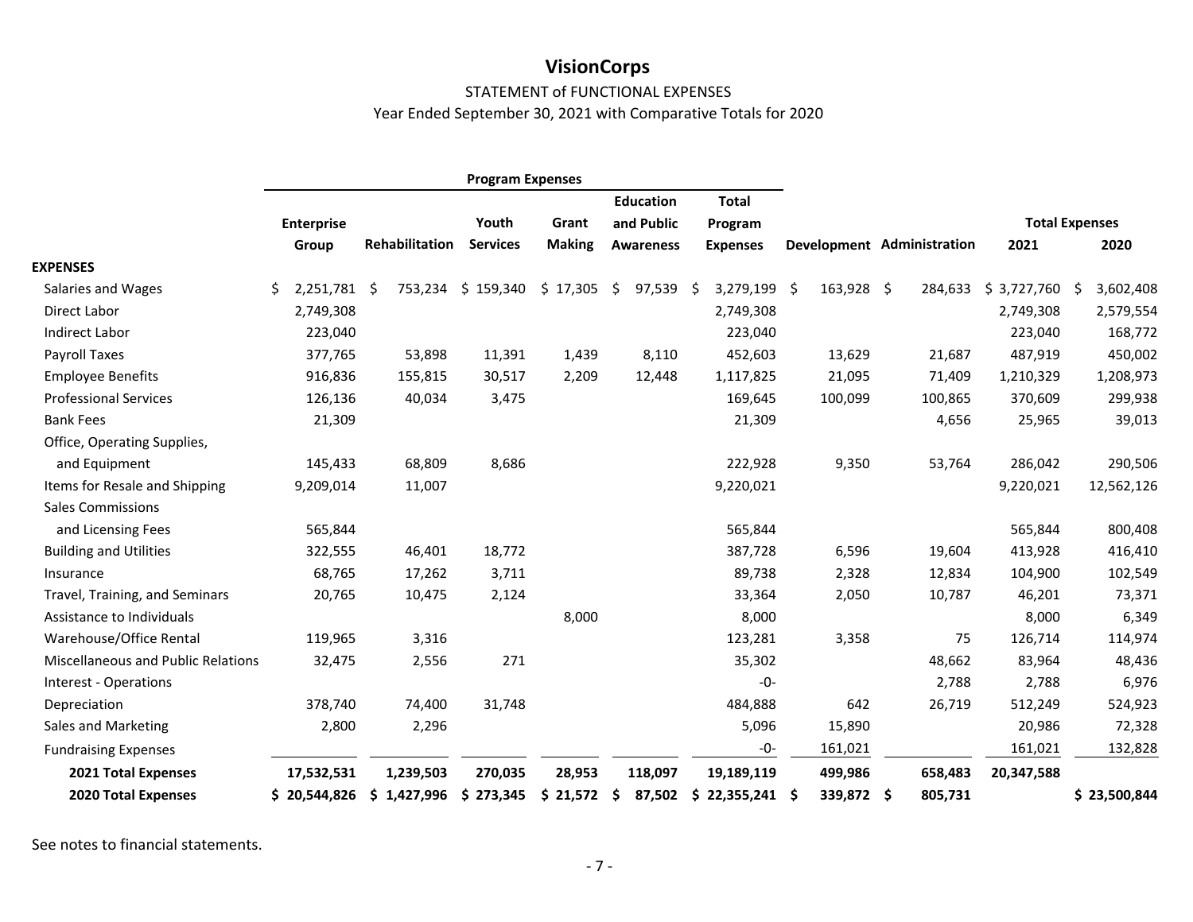# VisionCorps

STATEMENT of FUNCTIONAL EXPENSES

Year Ended September 30, 2021 with Comparative Totals for 2020

| | Program Expenses | | | | | | | | Total Expenses | |
|---|---|---|---|---|---|---|---|---|---|---|
| | Enterprise Group | Rehabilitation | Youth Services | Grant Making | Education and Public Awareness | Total Program Expenses | Development | Administration | 2021 | 2020 |
| **EXPENSES** | | | | | | | | | | |
| Salaries and Wages | $ 2,251,781 | $ 753,234 | $ 159,340 | $ 17,305 | $ 97,539 | $ 3,279,199 | $ 163,928 | $ 284,633 | $ 3,727,760 | $ 3,602,408 |
| Direct Labor | 2,749,308 | | | | | 2,749,308 | | | 2,749,308 | 2,579,554 |
| Indirect Labor | 223,040 | | | | | 223,040 | | | 223,040 | 168,772 |
| Payroll Taxes | 377,765 | 53,898 | 11,391 | 1,439 | 8,110 | 452,603 | 13,629 | 21,687 | 487,919 | 450,002 |
| Employee Benefits | 916,836 | 155,815 | 30,517 | 2,209 | 12,448 | 1,117,825 | 21,095 | 71,409 | 1,210,329 | 1,208,973 |
| Professional Services | 126,136 | 40,034 | 3,475 | | | 169,645 | 100,099 | 100,865 | 370,609 | 299,938 |
| Bank Fees | 21,309 | | | | | 21,309 | | 4,656 | 25,965 | 39,013 |
| Office, Operating Supplies, and Equipment | 145,433 | 68,809 | 8,686 | | | 222,928 | 9,350 | 53,764 | 286,042 | 290,506 |
| Items for Resale and Shipping | 9,209,014 | 11,007 | | | | 9,220,021 | | | 9,220,021 | 12,562,126 |
| Sales Commissions and Licensing Fees | 565,844 | | | | | 565,844 | | | 565,844 | 800,408 |
| Building and Utilities | 322,555 | 46,401 | 18,772 | | | 387,728 | 6,596 | 19,604 | 413,928 | 416,410 |
| Insurance | 68,765 | 17,262 | 3,711 | | | 89,738 | 2,328 | 12,834 | 104,900 | 102,549 |
| Travel, Training, and Seminars | 20,765 | 10,475 | 2,124 | | | 33,364 | 2,050 | 10,787 | 46,201 | 73,371 |
| Assistance to Individuals | | | | 8,000 | | 8,000 | | | 8,000 | 6,349 |
| Warehouse/Office Rental | 119,965 | 3,316 | | | | 123,281 | 3,358 | 75 | 126,714 | 114,974 |
| Miscellaneous and Public Relations | 32,475 | 2,556 | 271 | | | 35,302 | | 48,662 | 83,964 | 48,436 |
| Interest - Operations | | | | | | -0- | | 2,788 | 2,788 | 6,976 |
| Depreciation | 378,740 | 74,400 | 31,748 | | | 484,888 | 642 | 26,719 | 512,249 | 524,923 |
| Sales and Marketing | 2,800 | 2,296 | | | | 5,096 | 15,890 | | 20,986 | 72,328 |
| Fundraising Expenses | | | | | | -0- | 161,021 | | 161,021 | 132,828 |
| **2021 Total Expenses** | **17,532,531** | **1,239,503** | **270,035** | **28,953** | **118,097** | **19,189,119** | **499,986** | **658,483** | **20,347,588** | |
| **2020 Total Expenses** | **$ 20,544,826** | **$ 1,427,996** | **$ 273,345** | **$ 21,572** | **$ 87,502** | **$ 22,355,241** | **$ 339,872** | **$ 805,731** | | **$ 23,500,844** |

See notes to financial statements.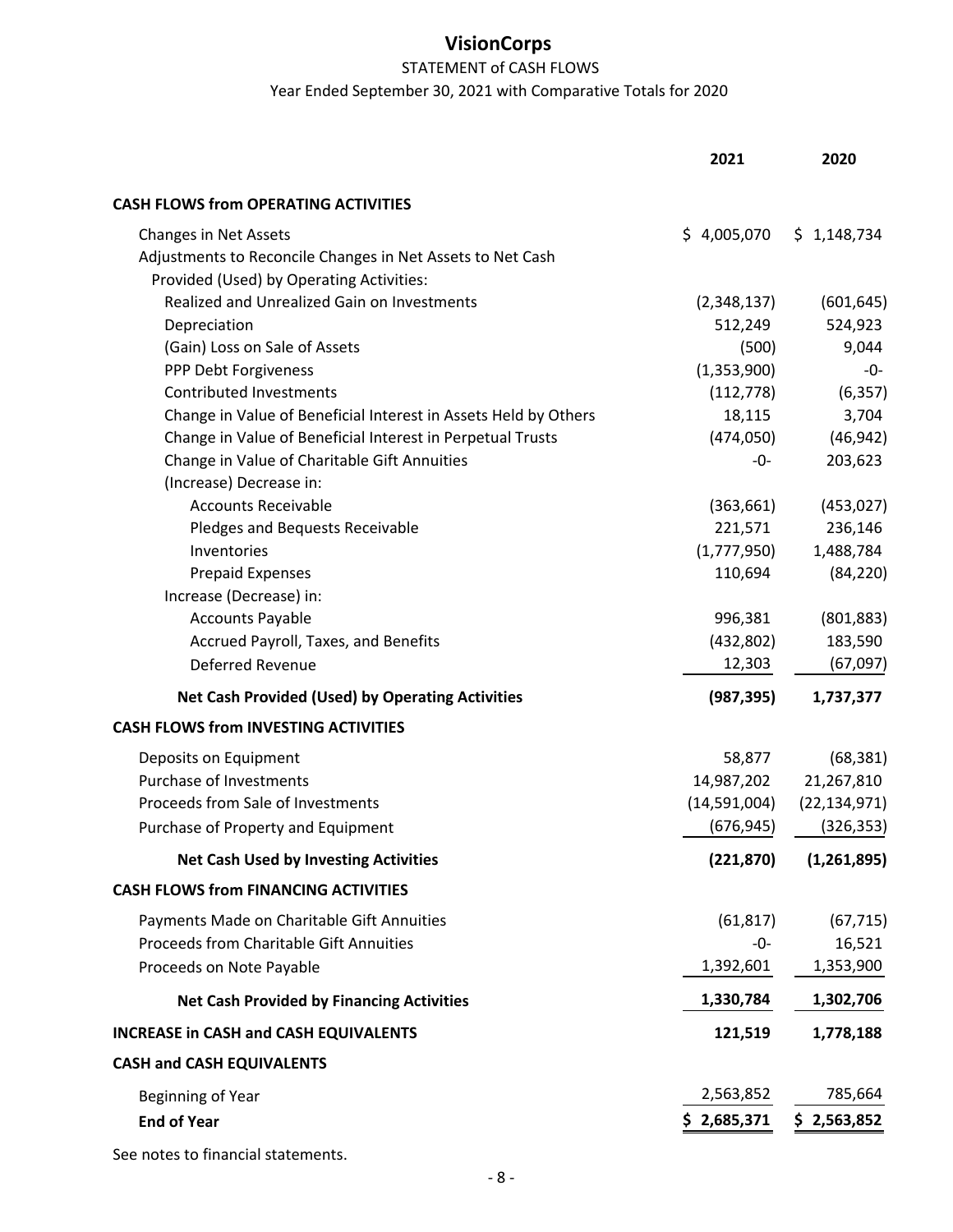# VisionCorps

## STATEMENT of CASH FLOWS

Year Ended September 30, 2021 with Comparative Totals for 2020

| | 2021 | 2020 |
|---|---|---|
| **CASH FLOWS from OPERATING ACTIVITIES** | | |
| Changes in Net Assets | $ 4,005,070 | $ 1,148,734 |
| Adjustments to Reconcile Changes in Net Assets to Net Cash Provided (Used) by Operating Activities: | | |
| Realized and Unrealized Gain on Investments | (2,348,137) | (601,645) |
| Depreciation | 512,249 | 524,923 |
| (Gain) Loss on Sale of Assets | (500) | 9,044 |
| PPP Debt Forgiveness | (1,353,900) | -0- |
| Contributed Investments | (112,778) | (6,357) |
| Change in Value of Beneficial Interest in Assets Held by Others | 18,115 | 3,704 |
| Change in Value of Beneficial Interest in Perpetual Trusts | (474,050) | (46,942) |
| Change in Value of Charitable Gift Annuities | -0- | 203,623 |
| (Increase) Decrease in: | | |
| Accounts Receivable | (363,661) | (453,027) |
| Pledges and Bequests Receivable | 221,571 | 236,146 |
| Inventories | (1,777,950) | 1,488,784 |
| Prepaid Expenses | 110,694 | (84,220) |
| Increase (Decrease) in: | | |
| Accounts Payable | 996,381 | (801,883) |
| Accrued Payroll, Taxes, and Benefits | (432,802) | 183,590 |
| Deferred Revenue | 12,303 | (67,097) |
| **Net Cash Provided (Used) by Operating Activities** | **(987,395)** | **1,737,377** |
| **CASH FLOWS from INVESTING ACTIVITIES** | | |
| Deposits on Equipment | 58,877 | (68,381) |
| Purchase of Investments | 14,987,202 | 21,267,810 |
| Proceeds from Sale of Investments | (14,591,004) | (22,134,971) |
| Purchase of Property and Equipment | (676,945) | (326,353) |
| **Net Cash Used by Investing Activities** | **(221,870)** | **(1,261,895)** |
| **CASH FLOWS from FINANCING ACTIVITIES** | | |
| Payments Made on Charitable Gift Annuities | (61,817) | (67,715) |
| Proceeds from Charitable Gift Annuities | -0- | 16,521 |
| Proceeds on Note Payable | 1,392,601 | 1,353,900 |
| **Net Cash Provided by Financing Activities** | **1,330,784** | **1,302,706** |
| **INCREASE in CASH and CASH EQUIVALENTS** | **121,519** | **1,778,188** |
| **CASH and CASH EQUIVALENTS** | | |
| Beginning of Year | 2,563,852 | 785,664 |
| **End of Year** | **$ 2,685,371** | **$ 2,563,852** |

See notes to financial statements.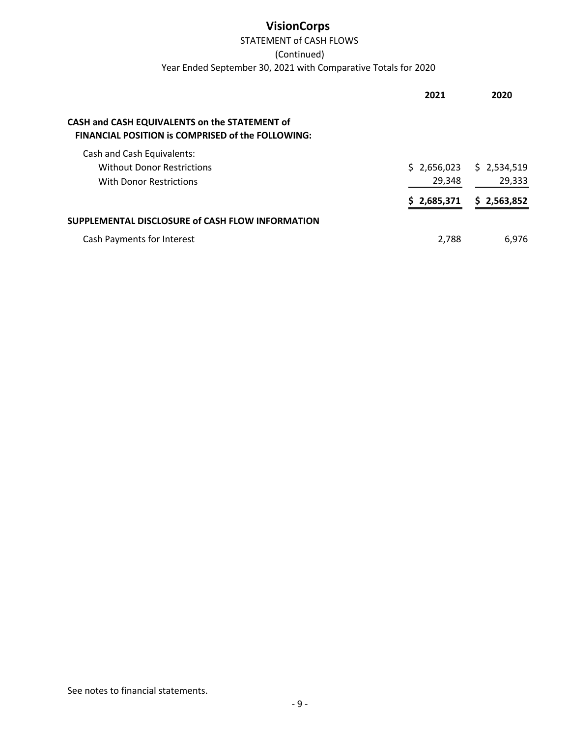# VisionCorps

## STATEMENT of CASH FLOWS

(Continued)

Year Ended September 30, 2021 with Comparative Totals for 2020

| | 2021 | 2020 |
|---|---|---|
| **CASH and CASH EQUIVALENTS on the STATEMENT of FINANCIAL POSITION is COMPRISED of the FOLLOWING:** | | |
| Cash and Cash Equivalents: | | |
| Without Donor Restrictions | $ 2,656,023 | $ 2,534,519 |
| With Donor Restrictions | 29,348 | 29,333 |
| | **$ 2,685,371** | **$ 2,563,852** |
| **SUPPLEMENTAL DISCLOSURE of CASH FLOW INFORMATION** | | |
| Cash Payments for Interest | 2,788 | 6,976 |

See notes to financial statements.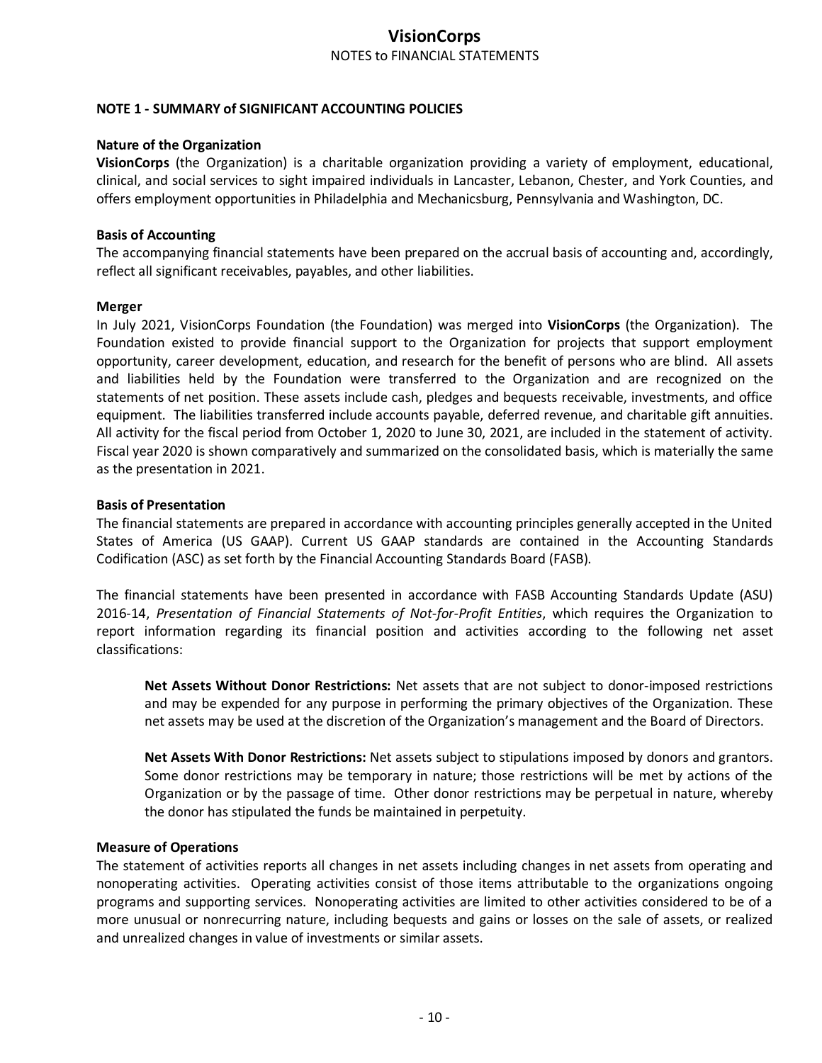# VisionCorps

NOTES to FINANCIAL STATEMENTS

## NOTE 1 - SUMMARY of SIGNIFICANT ACCOUNTING POLICIES

### Nature of the Organization

**VisionCorps** (the Organization) is a charitable organization providing a variety of employment, educational, clinical, and social services to sight impaired individuals in Lancaster, Lebanon, Chester, and York Counties, and offers employment opportunities in Philadelphia and Mechanicsburg, Pennsylvania and Washington, DC.

### Basis of Accounting

The accompanying financial statements have been prepared on the accrual basis of accounting and, accordingly, reflect all significant receivables, payables, and other liabilities.

### Merger

In July 2021, VisionCorps Foundation (the Foundation) was merged into **VisionCorps** (the Organization). The Foundation existed to provide financial support to the Organization for projects that support employment opportunity, career development, education, and research for the benefit of persons who are blind. All assets and liabilities held by the Foundation were transferred to the Organization and are recognized on the statements of net position. These assets include cash, pledges and bequests receivable, investments, and office equipment. The liabilities transferred include accounts payable, deferred revenue, and charitable gift annuities. All activity for the fiscal period from October 1, 2020 to June 30, 2021, are included in the statement of activity. Fiscal year 2020 is shown comparatively and summarized on the consolidated basis, which is materially the same as the presentation in 2021.

### Basis of Presentation

The financial statements are prepared in accordance with accounting principles generally accepted in the United States of America (US GAAP). Current US GAAP standards are contained in the Accounting Standards Codification (ASC) as set forth by the Financial Accounting Standards Board (FASB).

The financial statements have been presented in accordance with FASB Accounting Standards Update (ASU) 2016-14, *Presentation of Financial Statements of Not-for-Profit Entities*, which requires the Organization to report information regarding its financial position and activities according to the following net asset classifications:

> **Net Assets Without Donor Restrictions:** Net assets that are not subject to donor-imposed restrictions and may be expended for any purpose in performing the primary objectives of the Organization. These net assets may be used at the discretion of the Organization's management and the Board of Directors.
>
> **Net Assets With Donor Restrictions:** Net assets subject to stipulations imposed by donors and grantors. Some donor restrictions may be temporary in nature; those restrictions will be met by actions of the Organization or by the passage of time. Other donor restrictions may be perpetual in nature, whereby the donor has stipulated the funds be maintained in perpetuity.

### Measure of Operations

The statement of activities reports all changes in net assets including changes in net assets from operating and nonoperating activities. Operating activities consist of those items attributable to the organizations ongoing programs and supporting services. Nonoperating activities are limited to other activities considered to be of a more unusual or nonrecurring nature, including bequests and gains or losses on the sale of assets, or realized and unrealized changes in value of investments or similar assets.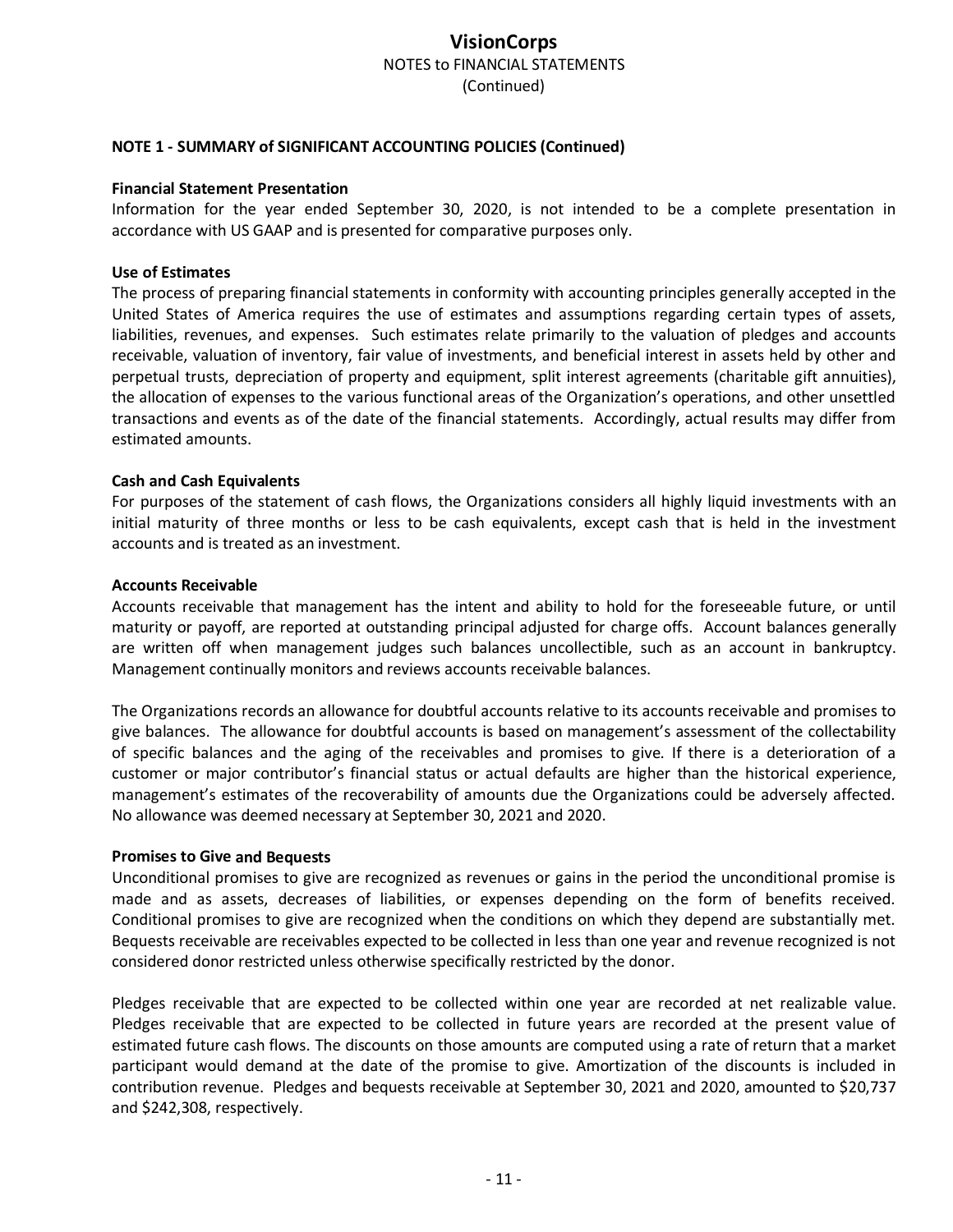## NOTE 1 - SUMMARY of SIGNIFICANT ACCOUNTING POLICIES (Continued)

### Financial Statement Presentation

Information for the year ended September 30, 2020, is not intended to be a complete presentation in accordance with US GAAP and is presented for comparative purposes only.

### Use of Estimates

The process of preparing financial statements in conformity with accounting principles generally accepted in the United States of America requires the use of estimates and assumptions regarding certain types of assets, liabilities, revenues, and expenses. Such estimates relate primarily to the valuation of pledges and accounts receivable, valuation of inventory, fair value of investments, and beneficial interest in assets held by other and perpetual trusts, depreciation of property and equipment, split interest agreements (charitable gift annuities), the allocation of expenses to the various functional areas of the Organization's operations, and other unsettled transactions and events as of the date of the financial statements. Accordingly, actual results may differ from estimated amounts.

### Cash and Cash Equivalents

For purposes of the statement of cash flows, the Organizations considers all highly liquid investments with an initial maturity of three months or less to be cash equivalents, except cash that is held in the investment accounts and is treated as an investment.

### Accounts Receivable

Accounts receivable that management has the intent and ability to hold for the foreseeable future, or until maturity or payoff, are reported at outstanding principal adjusted for charge offs. Account balances generally are written off when management judges such balances uncollectible, such as an account in bankruptcy. Management continually monitors and reviews accounts receivable balances.

The Organizations records an allowance for doubtful accounts relative to its accounts receivable and promises to give balances. The allowance for doubtful accounts is based on management's assessment of the collectability of specific balances and the aging of the receivables and promises to give. If there is a deterioration of a customer or major contributor's financial status or actual defaults are higher than the historical experience, management's estimates of the recoverability of amounts due the Organizations could be adversely affected. No allowance was deemed necessary at September 30, 2021 and 2020.

### Promises to Give and Bequests

Unconditional promises to give are recognized as revenues or gains in the period the unconditional promise is made and as assets, decreases of liabilities, or expenses depending on the form of benefits received. Conditional promises to give are recognized when the conditions on which they depend are substantially met. Bequests receivable are receivables expected to be collected in less than one year and revenue recognized is not considered donor restricted unless otherwise specifically restricted by the donor.

Pledges receivable that are expected to be collected within one year are recorded at net realizable value. Pledges receivable that are expected to be collected in future years are recorded at the present value of estimated future cash flows. The discounts on those amounts are computed using a rate of return that a market participant would demand at the date of the promise to give. Amortization of the discounts is included in contribution revenue. Pledges and bequests receivable at September 30, 2021 and 2020, amounted to $20,737 and $242,308, respectively.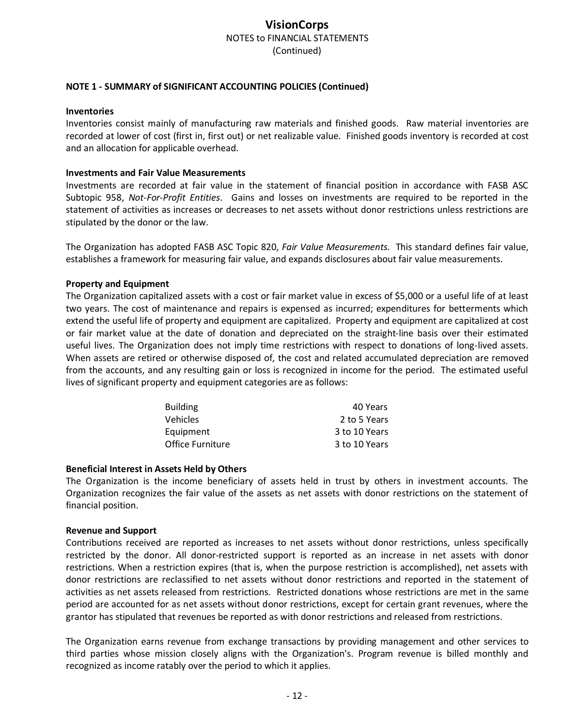## NOTE 1 - SUMMARY of SIGNIFICANT ACCOUNTING POLICIES (Continued)

### Inventories

Inventories consist mainly of manufacturing raw materials and finished goods. Raw material inventories are recorded at lower of cost (first in, first out) or net realizable value. Finished goods inventory is recorded at cost and an allocation for applicable overhead.

### Investments and Fair Value Measurements

Investments are recorded at fair value in the statement of financial position in accordance with FASB ASC Subtopic 958, *Not-For-Profit Entities*. Gains and losses on investments are required to be reported in the statement of activities as increases or decreases to net assets without donor restrictions unless restrictions are stipulated by the donor or the law.

The Organization has adopted FASB ASC Topic 820, *Fair Value Measurements.* This standard defines fair value, establishes a framework for measuring fair value, and expands disclosures about fair value measurements.

### Property and Equipment

The Organization capitalized assets with a cost or fair market value in excess of $5,000 or a useful life of at least two years. The cost of maintenance and repairs is expensed as incurred; expenditures for betterments which extend the useful life of property and equipment are capitalized. Property and equipment are capitalized at cost or fair market value at the date of donation and depreciated on the straight-line basis over their estimated useful lives. The Organization does not imply time restrictions with respect to donations of long-lived assets. When assets are retired or otherwise disposed of, the cost and related accumulated depreciation are removed from the accounts, and any resulting gain or loss is recognized in income for the period. The estimated useful lives of significant property and equipment categories are as follows:

| | |
|---|---|
| Building | 40 Years |
| Vehicles | 2 to 5 Years |
| Equipment | 3 to 10 Years |
| Office Furniture | 3 to 10 Years |

### Beneficial Interest in Assets Held by Others

The Organization is the income beneficiary of assets held in trust by others in investment accounts. The Organization recognizes the fair value of the assets as net assets with donor restrictions on the statement of financial position.

### Revenue and Support

Contributions received are reported as increases to net assets without donor restrictions, unless specifically restricted by the donor. All donor-restricted support is reported as an increase in net assets with donor restrictions. When a restriction expires (that is, when the purpose restriction is accomplished), net assets with donor restrictions are reclassified to net assets without donor restrictions and reported in the statement of activities as net assets released from restrictions. Restricted donations whose restrictions are met in the same period are accounted for as net assets without donor restrictions, except for certain grant revenues, where the grantor has stipulated that revenues be reported as with donor restrictions and released from restrictions.

The Organization earns revenue from exchange transactions by providing management and other services to third parties whose mission closely aligns with the Organization's. Program revenue is billed monthly and recognized as income ratably over the period to which it applies.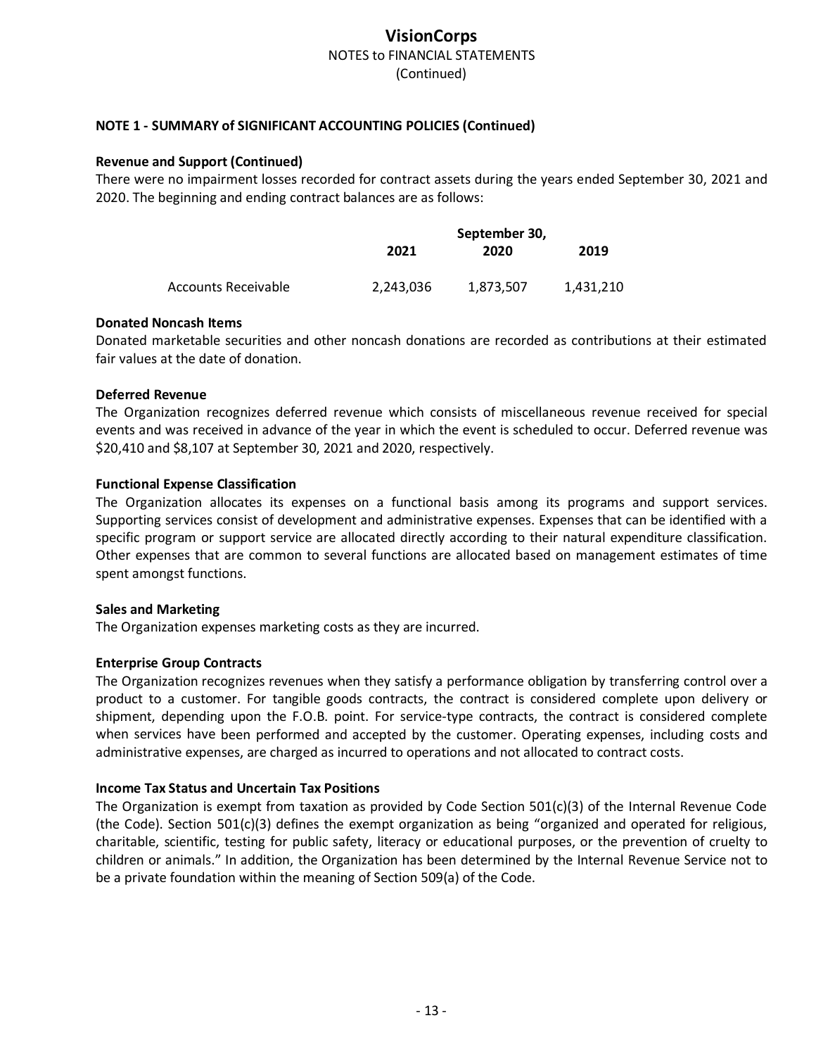# VisionCorps

NOTES to FINANCIAL STATEMENTS
(Continued)

**NOTE 1 - SUMMARY of SIGNIFICANT ACCOUNTING POLICIES (Continued)**

**Revenue and Support (Continued)**

There were no impairment losses recorded for contract assets during the years ended September 30, 2021 and 2020. The beginning and ending contract balances are as follows:

| | September 30, | | |
|---|---|---|---|
| | **2021** | **2020** | **2019** |
| Accounts Receivable | 2,243,036 | 1,873,507 | 1,431,210 |

**Donated Noncash Items**

Donated marketable securities and other noncash donations are recorded as contributions at their estimated fair values at the date of donation.

**Deferred Revenue**

The Organization recognizes deferred revenue which consists of miscellaneous revenue received for special events and was received in advance of the year in which the event is scheduled to occur. Deferred revenue was $20,410 and $8,107 at September 30, 2021 and 2020, respectively.

**Functional Expense Classification**

The Organization allocates its expenses on a functional basis among its programs and support services. Supporting services consist of development and administrative expenses. Expenses that can be identified with a specific program or support service are allocated directly according to their natural expenditure classification. Other expenses that are common to several functions are allocated based on management estimates of time spent amongst functions.

**Sales and Marketing**

The Organization expenses marketing costs as they are incurred.

**Enterprise Group Contracts**

The Organization recognizes revenues when they satisfy a performance obligation by transferring control over a product to a customer. For tangible goods contracts, the contract is considered complete upon delivery or shipment, depending upon the F.O.B. point. For service-type contracts, the contract is considered complete when services have been performed and accepted by the customer. Operating expenses, including costs and administrative expenses, are charged as incurred to operations and not allocated to contract costs.

**Income Tax Status and Uncertain Tax Positions**

The Organization is exempt from taxation as provided by Code Section 501(c)(3) of the Internal Revenue Code (the Code). Section 501(c)(3) defines the exempt organization as being "organized and operated for religious, charitable, scientific, testing for public safety, literacy or educational purposes, or the prevention of cruelty to children or animals." In addition, the Organization has been determined by the Internal Revenue Service not to be a private foundation within the meaning of Section 509(a) of the Code.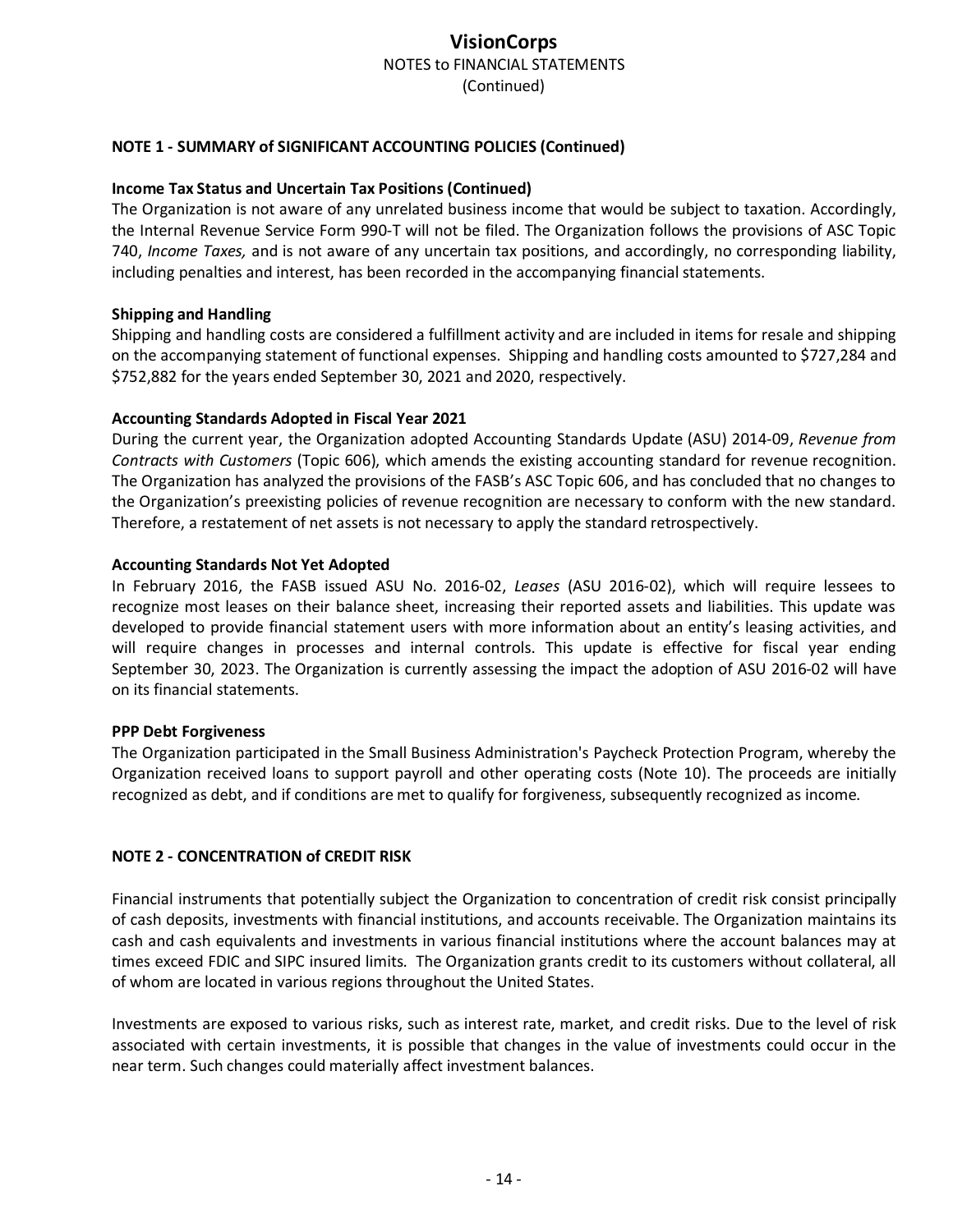# VisionCorps

NOTES to FINANCIAL STATEMENTS
(Continued)

## NOTE 1 - SUMMARY of SIGNIFICANT ACCOUNTING POLICIES (Continued)

### Income Tax Status and Uncertain Tax Positions (Continued)

The Organization is not aware of any unrelated business income that would be subject to taxation. Accordingly, the Internal Revenue Service Form 990-T will not be filed. The Organization follows the provisions of ASC Topic 740, *Income Taxes,* and is not aware of any uncertain tax positions, and accordingly, no corresponding liability, including penalties and interest, has been recorded in the accompanying financial statements.

### Shipping and Handling

Shipping and handling costs are considered a fulfillment activity and are included in items for resale and shipping on the accompanying statement of functional expenses. Shipping and handling costs amounted to $727,284 and $752,882 for the years ended September 30, 2021 and 2020, respectively.

### Accounting Standards Adopted in Fiscal Year 2021

During the current year, the Organization adopted Accounting Standards Update (ASU) 2014-09, *Revenue from Contracts with Customers* (Topic 606), which amends the existing accounting standard for revenue recognition. The Organization has analyzed the provisions of the FASB's ASC Topic 606, and has concluded that no changes to the Organization's preexisting policies of revenue recognition are necessary to conform with the new standard. Therefore, a restatement of net assets is not necessary to apply the standard retrospectively.

### Accounting Standards Not Yet Adopted

In February 2016, the FASB issued ASU No. 2016-02, *Leases* (ASU 2016-02), which will require lessees to recognize most leases on their balance sheet, increasing their reported assets and liabilities. This update was developed to provide financial statement users with more information about an entity's leasing activities, and will require changes in processes and internal controls. This update is effective for fiscal year ending September 30, 2023. The Organization is currently assessing the impact the adoption of ASU 2016-02 will have on its financial statements.

### PPP Debt Forgiveness

The Organization participated in the Small Business Administration's Paycheck Protection Program, whereby the Organization received loans to support payroll and other operating costs (Note 10). The proceeds are initially recognized as debt, and if conditions are met to qualify for forgiveness, subsequently recognized as income.

## NOTE 2 - CONCENTRATION of CREDIT RISK

Financial instruments that potentially subject the Organization to concentration of credit risk consist principally of cash deposits, investments with financial institutions, and accounts receivable. The Organization maintains its cash and cash equivalents and investments in various financial institutions where the account balances may at times exceed FDIC and SIPC insured limits. The Organization grants credit to its customers without collateral, all of whom are located in various regions throughout the United States.

Investments are exposed to various risks, such as interest rate, market, and credit risks. Due to the level of risk associated with certain investments, it is possible that changes in the value of investments could occur in the near term. Such changes could materially affect investment balances.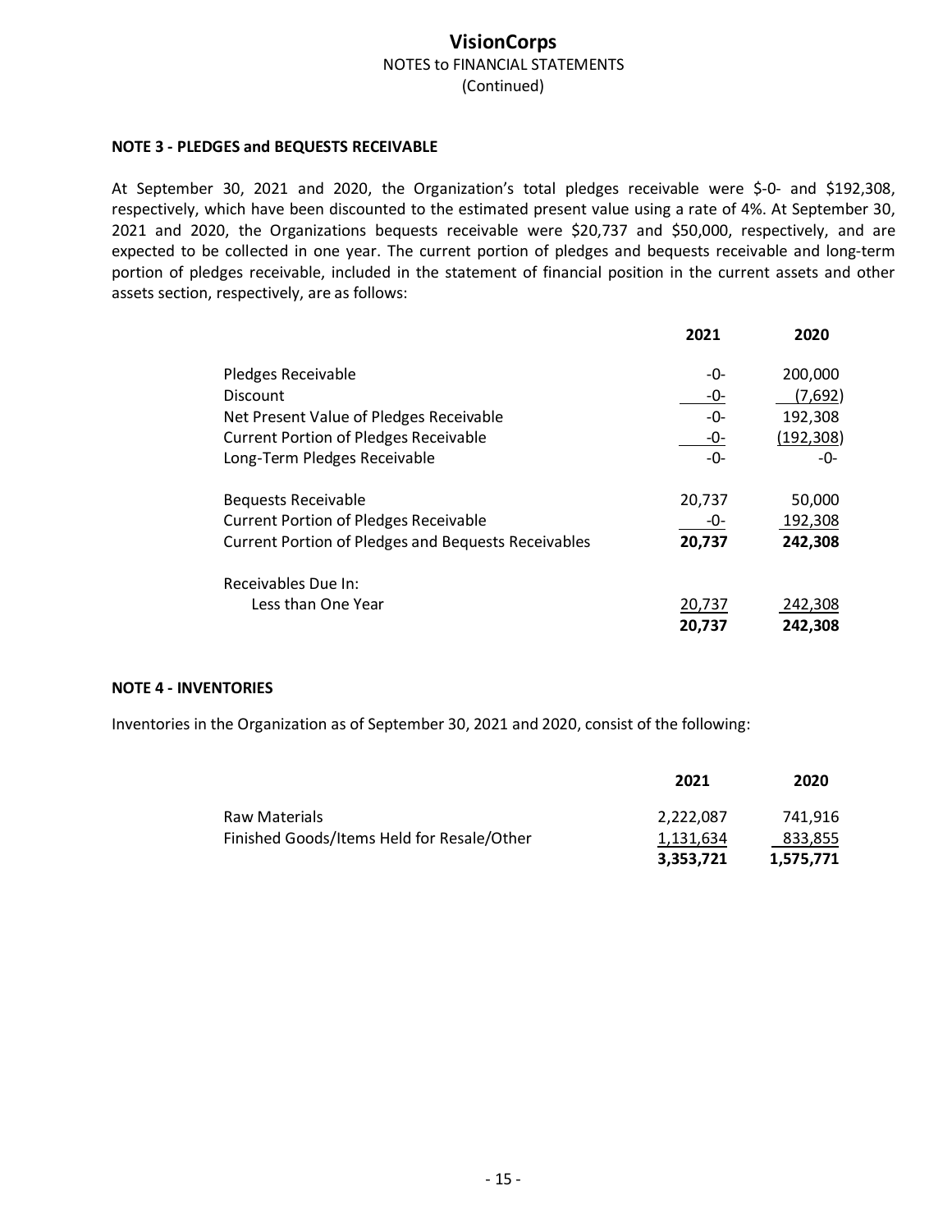## NOTE 3 - PLEDGES and BEQUESTS RECEIVABLE

At September 30, 2021 and 2020, the Organization's total pledges receivable were $-0- and $192,308, respectively, which have been discounted to the estimated present value using a rate of 4%. At September 30, 2021 and 2020, the Organizations bequests receivable were $20,737 and $50,000, respectively, and are expected to be collected in one year. The current portion of pledges and bequests receivable and long-term portion of pledges receivable, included in the statement of financial position in the current assets and other assets section, respectively, are as follows:

| | 2021 | 2020 |
|---|---|---|
| Pledges Receivable | -0- | 200,000 |
| Discount | -0- | (7,692) |
| Net Present Value of Pledges Receivable | -0- | 192,308 |
| Current Portion of Pledges Receivable | -0- | (192,308) |
| Long-Term Pledges Receivable | -0- | -0- |
| | | |
| Bequests Receivable | 20,737 | 50,000 |
| Current Portion of Pledges Receivable | -0- | 192,308 |
| **Current Portion of Pledges and Bequests Receivables** | **20,737** | **242,308** |
| | | |
| Receivables Due In: | | |
| Less than One Year | 20,737 | 242,308 |
| | **20,737** | **242,308** |

## NOTE 4 - INVENTORIES

Inventories in the Organization as of September 30, 2021 and 2020, consist of the following:

| | 2021 | 2020 |
|---|---|---|
| Raw Materials | 2,222,087 | 741,916 |
| Finished Goods/Items Held for Resale/Other | 1,131,634 | 833,855 |
| | **3,353,721** | **1,575,771** |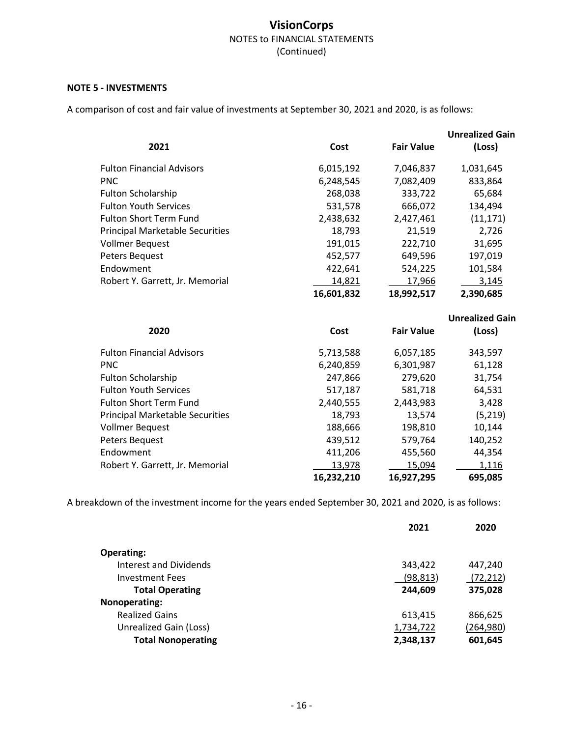# VisionCorps

NOTES to FINANCIAL STATEMENTS

(Continued)

**NOTE 5 - INVESTMENTS**

A comparison of cost and fair value of investments at September 30, 2021 and 2020, is as follows:

| 2021 | Cost | Fair Value | Unrealized Gain (Loss) |
|---|---|---|---|
| Fulton Financial Advisors | 6,015,192 | 7,046,837 | 1,031,645 |
| PNC | 6,248,545 | 7,082,409 | 833,864 |
| Fulton Scholarship | 268,038 | 333,722 | 65,684 |
| Fulton Youth Services | 531,578 | 666,072 | 134,494 |
| Fulton Short Term Fund | 2,438,632 | 2,427,461 | (11,171) |
| Principal Marketable Securities | 18,793 | 21,519 | 2,726 |
| Vollmer Bequest | 191,015 | 222,710 | 31,695 |
| Peters Bequest | 452,577 | 649,596 | 197,019 |
| Endowment | 422,641 | 524,225 | 101,584 |
| Robert Y. Garrett, Jr. Memorial | 14,821 | 17,966 | 3,145 |
| | **16,601,832** | **18,992,517** | **2,390,685** |

| 2020 | Cost | Fair Value | Unrealized Gain (Loss) |
|---|---|---|---|
| Fulton Financial Advisors | 5,713,588 | 6,057,185 | 343,597 |
| PNC | 6,240,859 | 6,301,987 | 61,128 |
| Fulton Scholarship | 247,866 | 279,620 | 31,754 |
| Fulton Youth Services | 517,187 | 581,718 | 64,531 |
| Fulton Short Term Fund | 2,440,555 | 2,443,983 | 3,428 |
| Principal Marketable Securities | 18,793 | 13,574 | (5,219) |
| Vollmer Bequest | 188,666 | 198,810 | 10,144 |
| Peters Bequest | 439,512 | 579,764 | 140,252 |
| Endowment | 411,206 | 455,560 | 44,354 |
| Robert Y. Garrett, Jr. Memorial | 13,978 | 15,094 | 1,116 |
| | **16,232,210** | **16,927,295** | **695,085** |

A breakdown of the investment income for the years ended September 30, 2021 and 2020, is as follows:

| | 2021 | 2020 |
|---|---|---|
| **Operating:** | | |
| Interest and Dividends | 343,422 | 447,240 |
| Investment Fees | (98,813) | (72,212) |
| **Total Operating** | **244,609** | **375,028** |
| **Nonoperating:** | | |
| Realized Gains | 613,415 | 866,625 |
| Unrealized Gain (Loss) | 1,734,722 | (264,980) |
| **Total Nonoperating** | **2,348,137** | **601,645** |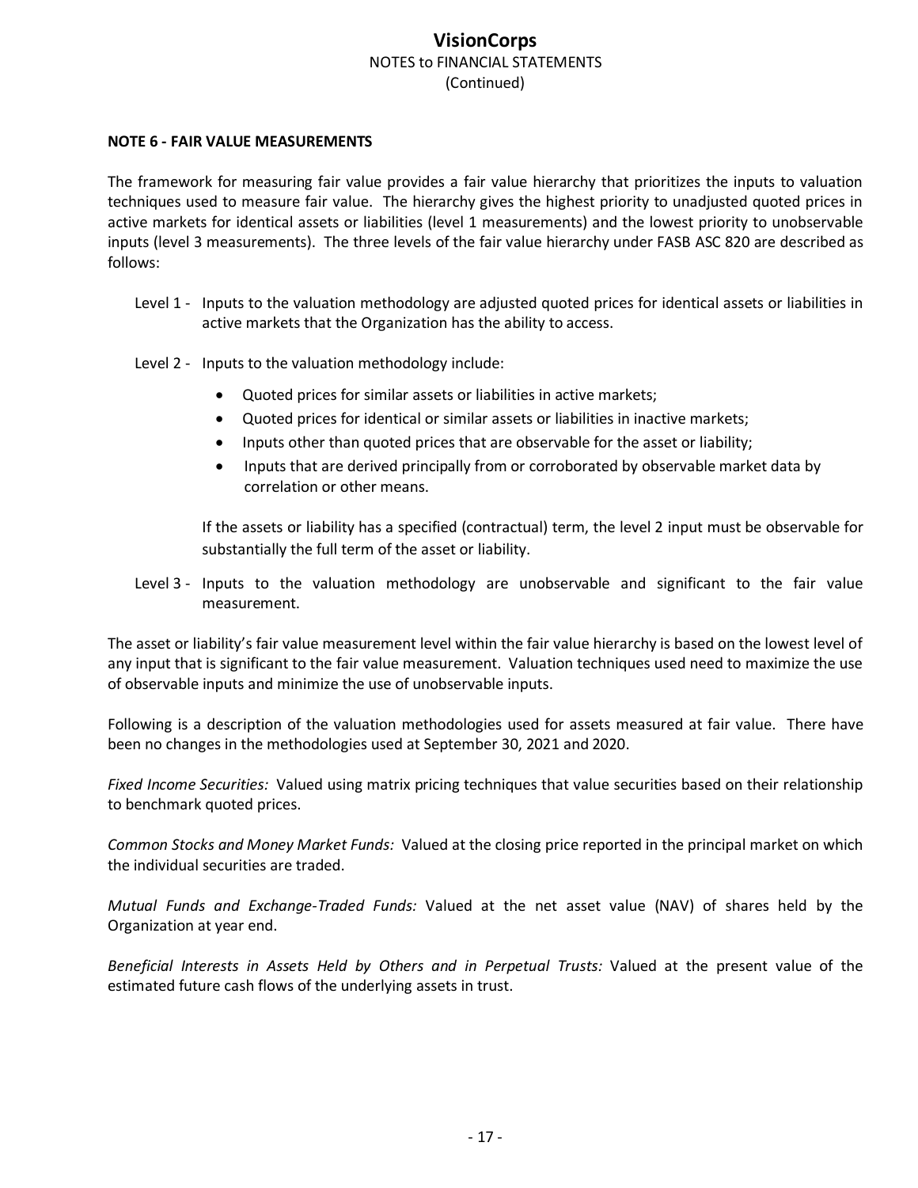#### NOTE 6 - FAIR VALUE MEASUREMENTS

The framework for measuring fair value provides a fair value hierarchy that prioritizes the inputs to valuation techniques used to measure fair value. The hierarchy gives the highest priority to unadjusted quoted prices in active markets for identical assets or liabilities (level 1 measurements) and the lowest priority to unobservable inputs (level 3 measurements). The three levels of the fair value hierarchy under FASB ASC 820 are described as follows:

Level 1 - Inputs to the valuation methodology are adjusted quoted prices for identical assets or liabilities in active markets that the Organization has the ability to access.

Level 2 - Inputs to the valuation methodology include:

- Quoted prices for similar assets or liabilities in active markets;
- Quoted prices for identical or similar assets or liabilities in inactive markets;
- Inputs other than quoted prices that are observable for the asset or liability;
- Inputs that are derived principally from or corroborated by observable market data by correlation or other means.

If the assets or liability has a specified (contractual) term, the level 2 input must be observable for substantially the full term of the asset or liability.

Level 3 - Inputs to the valuation methodology are unobservable and significant to the fair value measurement.

The asset or liability's fair value measurement level within the fair value hierarchy is based on the lowest level of any input that is significant to the fair value measurement. Valuation techniques used need to maximize the use of observable inputs and minimize the use of unobservable inputs.

Following is a description of the valuation methodologies used for assets measured at fair value. There have been no changes in the methodologies used at September 30, 2021 and 2020.

*Fixed Income Securities:* Valued using matrix pricing techniques that value securities based on their relationship to benchmark quoted prices.

*Common Stocks and Money Market Funds:* Valued at the closing price reported in the principal market on which the individual securities are traded.

*Mutual Funds and Exchange-Traded Funds:* Valued at the net asset value (NAV) of shares held by the Organization at year end.

*Beneficial Interests in Assets Held by Others and in Perpetual Trusts:* Valued at the present value of the estimated future cash flows of the underlying assets in trust.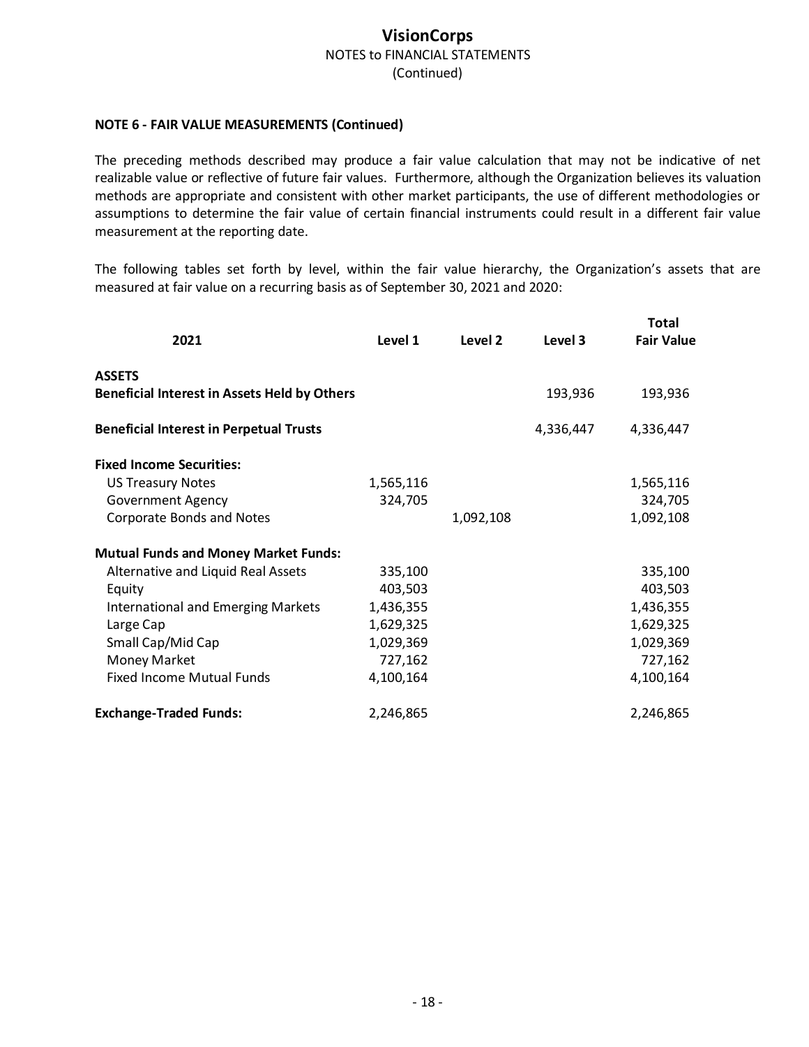**NOTE 6 - FAIR VALUE MEASUREMENTS (Continued)**

The preceding methods described may produce a fair value calculation that may not be indicative of net realizable value or reflective of future fair values. Furthermore, although the Organization believes its valuation methods are appropriate and consistent with other market participants, the use of different methodologies or assumptions to determine the fair value of certain financial instruments could result in a different fair value measurement at the reporting date.

The following tables set forth by level, within the fair value hierarchy, the Organization's assets that are measured at fair value on a recurring basis as of September 30, 2021 and 2020:

| 2021 | Level 1 | Level 2 | Level 3 | Total Fair Value |
|---|---|---|---|---|
| **ASSETS** | | | | |
| **Beneficial Interest in Assets Held by Others** | | | 193,936 | 193,936 |
| **Beneficial Interest in Perpetual Trusts** | | | 4,336,447 | 4,336,447 |
| **Fixed Income Securities:** | | | | |
| US Treasury Notes | 1,565,116 | | | 1,565,116 |
| Government Agency | 324,705 | | | 324,705 |
| Corporate Bonds and Notes | | 1,092,108 | | 1,092,108 |
| **Mutual Funds and Money Market Funds:** | | | | |
| Alternative and Liquid Real Assets | 335,100 | | | 335,100 |
| Equity | 403,503 | | | 403,503 |
| International and Emerging Markets | 1,436,355 | | | 1,436,355 |
| Large Cap | 1,629,325 | | | 1,629,325 |
| Small Cap/Mid Cap | 1,029,369 | | | 1,029,369 |
| Money Market | 727,162 | | | 727,162 |
| Fixed Income Mutual Funds | 4,100,164 | | | 4,100,164 |
| **Exchange-Traded Funds:** | 2,246,865 | | | 2,246,865 |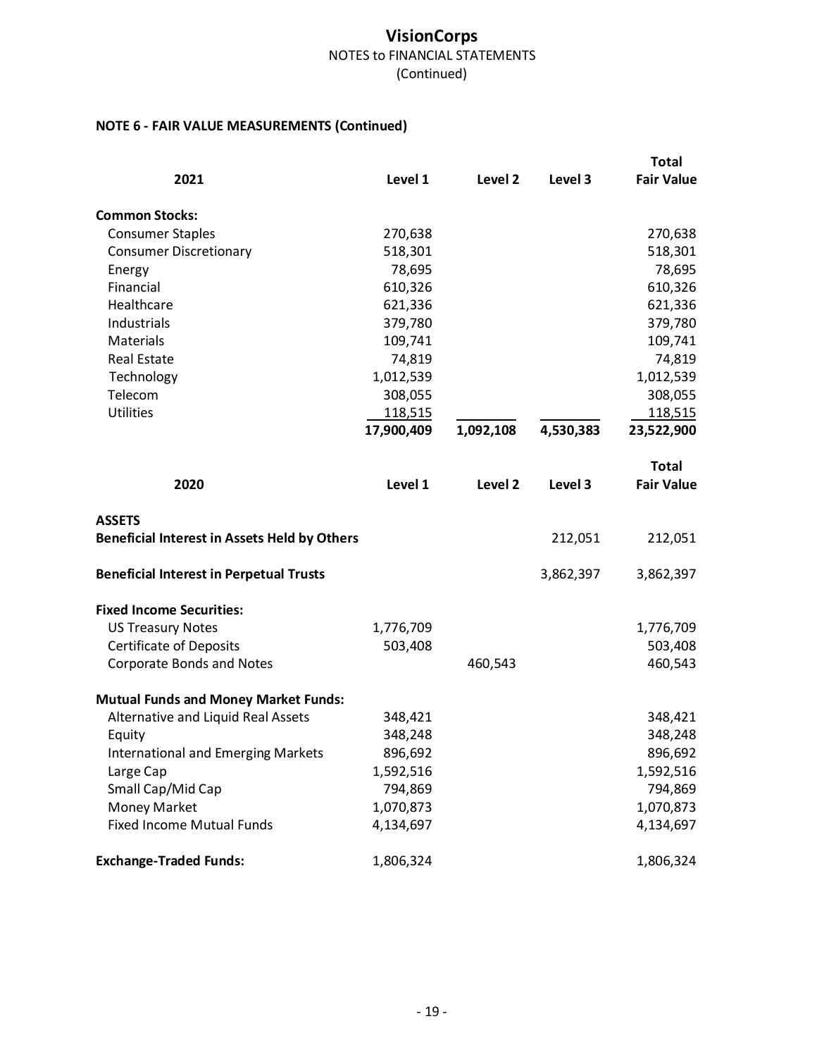## VisionCorps
NOTES to FINANCIAL STATEMENTS
(Continued)

**NOTE 6 - FAIR VALUE MEASUREMENTS (Continued)**

| 2021 | Level 1 | Level 2 | Level 3 | Total Fair Value |
|---|---|---|---|---|
| **Common Stocks:** | | | | |
| Consumer Staples | 270,638 | | | 270,638 |
| Consumer Discretionary | 518,301 | | | 518,301 |
| Energy | 78,695 | | | 78,695 |
| Financial | 610,326 | | | 610,326 |
| Healthcare | 621,336 | | | 621,336 |
| Industrials | 379,780 | | | 379,780 |
| Materials | 109,741 | | | 109,741 |
| Real Estate | 74,819 | | | 74,819 |
| Technology | 1,012,539 | | | 1,012,539 |
| Telecom | 308,055 | | | 308,055 |
| Utilities | 118,515 | | | 118,515 |
| | **17,900,409** | **1,092,108** | **4,530,383** | **23,522,900** |

| 2020 | Level 1 | Level 2 | Level 3 | Total Fair Value |
|---|---|---|---|---|
| **ASSETS** | | | | |
| **Beneficial Interest in Assets Held by Others** | | | 212,051 | 212,051 |
| **Beneficial Interest in Perpetual Trusts** | | | 3,862,397 | 3,862,397 |
| **Fixed Income Securities:** | | | | |
| US Treasury Notes | 1,776,709 | | | 1,776,709 |
| Certificate of Deposits | 503,408 | | | 503,408 |
| Corporate Bonds and Notes | | 460,543 | | 460,543 |
| **Mutual Funds and Money Market Funds:** | | | | |
| Alternative and Liquid Real Assets | 348,421 | | | 348,421 |
| Equity | 348,248 | | | 348,248 |
| International and Emerging Markets | 896,692 | | | 896,692 |
| Large Cap | 1,592,516 | | | 1,592,516 |
| Small Cap/Mid Cap | 794,869 | | | 794,869 |
| Money Market | 1,070,873 | | | 1,070,873 |
| Fixed Income Mutual Funds | 4,134,697 | | | 4,134,697 |
| **Exchange-Traded Funds:** | 1,806,324 | | | 1,806,324 |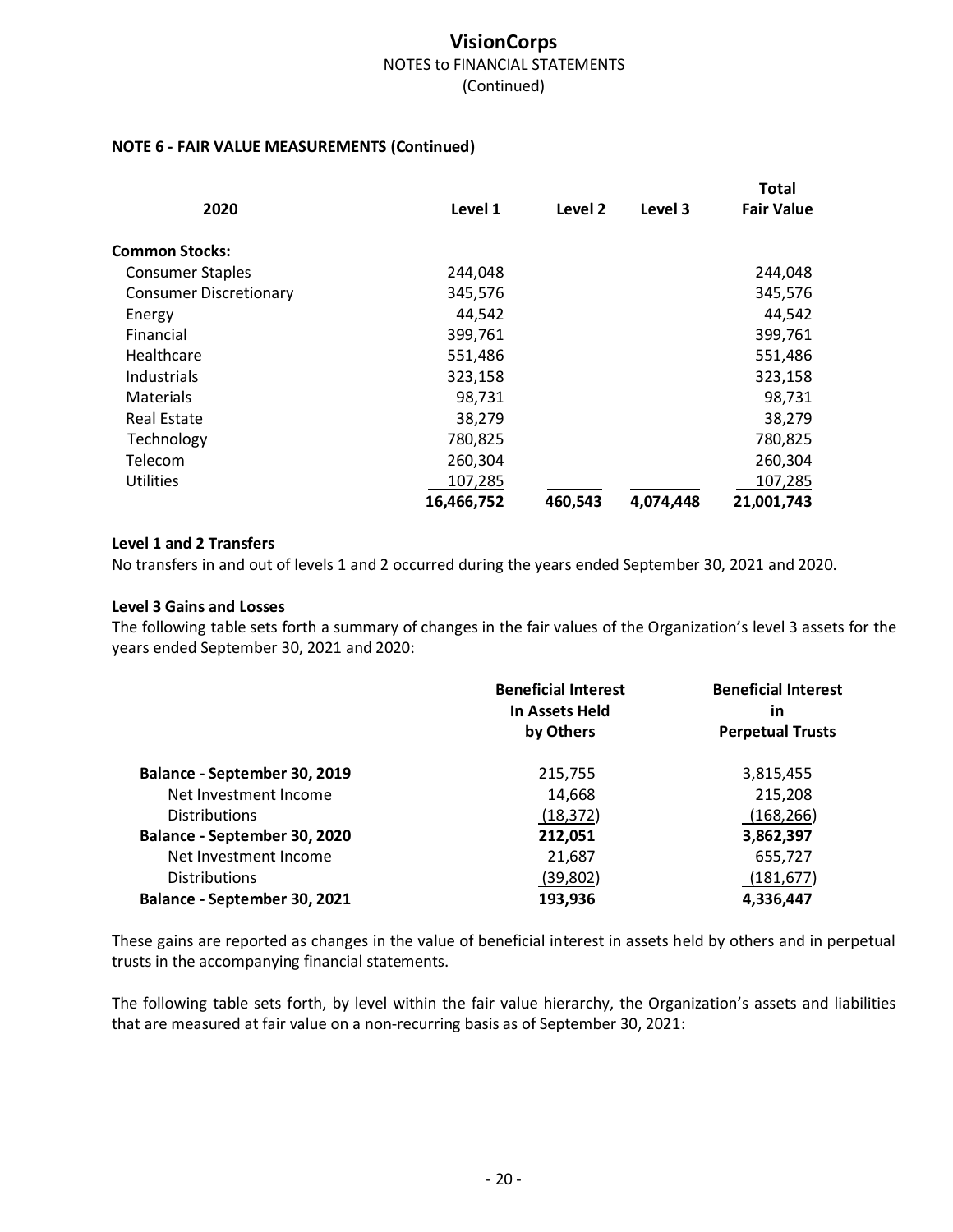## NOTE 6 - FAIR VALUE MEASUREMENTS (Continued)

| 2020 | Level 1 | Level 2 | Level 3 | Total Fair Value |
|---|---|---|---|---|
| **Common Stocks:** | | | | |
| Consumer Staples | 244,048 | | | 244,048 |
| Consumer Discretionary | 345,576 | | | 345,576 |
| Energy | 44,542 | | | 44,542 |
| Financial | 399,761 | | | 399,761 |
| Healthcare | 551,486 | | | 551,486 |
| Industrials | 323,158 | | | 323,158 |
| Materials | 98,731 | | | 98,731 |
| Real Estate | 38,279 | | | 38,279 |
| Technology | 780,825 | | | 780,825 |
| Telecom | 260,304 | | | 260,304 |
| Utilities | 107,285 | | | 107,285 |
| | **16,466,752** | **460,543** | **4,074,448** | **21,001,743** |

**Level 1 and 2 Transfers**

No transfers in and out of levels 1 and 2 occurred during the years ended September 30, 2021 and 2020.

**Level 3 Gains and Losses**

The following table sets forth a summary of changes in the fair values of the Organization's level 3 assets for the years ended September 30, 2021 and 2020:

| | Beneficial Interest In Assets Held by Others | Beneficial Interest in Perpetual Trusts |
|---|---|---|
| **Balance - September 30, 2019** | 215,755 | 3,815,455 |
| Net Investment Income | 14,668 | 215,208 |
| Distributions | (18,372) | (168,266) |
| **Balance - September 30, 2020** | **212,051** | **3,862,397** |
| Net Investment Income | 21,687 | 655,727 |
| Distributions | (39,802) | (181,677) |
| **Balance - September 30, 2021** | **193,936** | **4,336,447** |

These gains are reported as changes in the value of beneficial interest in assets held by others and in perpetual trusts in the accompanying financial statements.

The following table sets forth, by level within the fair value hierarchy, the Organization's assets and liabilities that are measured at fair value on a non-recurring basis as of September 30, 2021: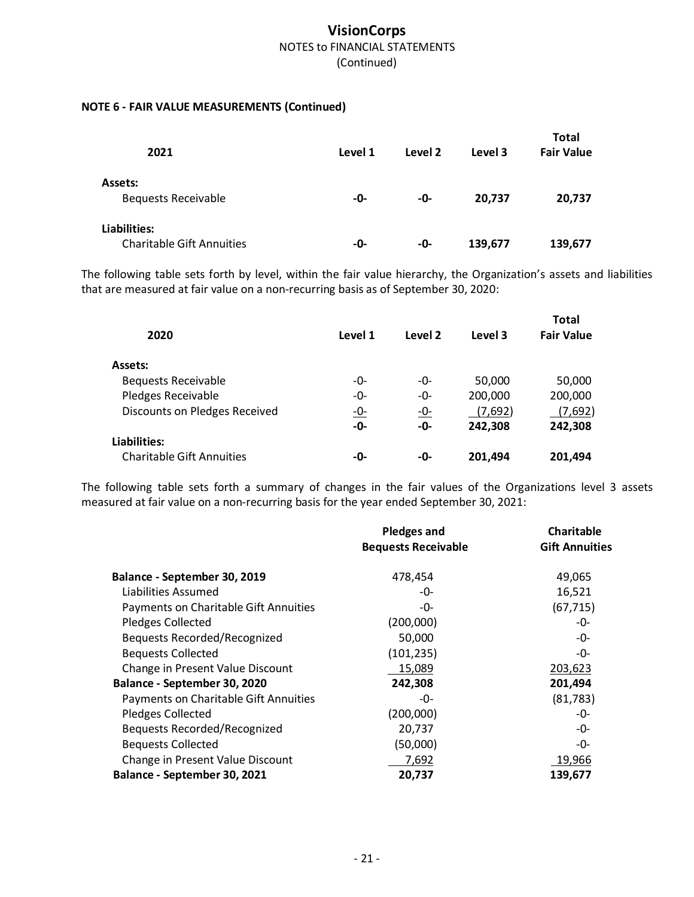**VisionCorps**
NOTES to FINANCIAL STATEMENTS
(Continued)

**NOTE 6 - FAIR VALUE MEASUREMENTS (Continued)**

| 2021 | Level 1 | Level 2 | Level 3 | Total Fair Value |
|---|---|---|---|---|
| **Assets:** | | | | |
| Bequests Receivable | **-0-** | **-0-** | **20,737** | **20,737** |
| **Liabilities:** | | | | |
| Charitable Gift Annuities | **-0-** | **-0-** | **139,677** | **139,677** |

The following table sets forth by level, within the fair value hierarchy, the Organization's assets and liabilities that are measured at fair value on a non-recurring basis as of September 30, 2020:

| 2020 | Level 1 | Level 2 | Level 3 | Total Fair Value |
|---|---|---|---|---|
| **Assets:** | | | | |
| Bequests Receivable | -0- | -0- | 50,000 | 50,000 |
| Pledges Receivable | -0- | -0- | 200,000 | 200,000 |
| Discounts on Pledges Received | -0- | -0- | (7,692) | (7,692) |
| | **-0-** | **-0-** | **242,308** | **242,308** |
| **Liabilities:** | | | | |
| Charitable Gift Annuities | **-0-** | **-0-** | **201,494** | **201,494** |

The following table sets forth a summary of changes in the fair values of the Organizations level 3 assets measured at fair value on a non-recurring basis for the year ended September 30, 2021:

| | Pledges and Bequests Receivable | Charitable Gift Annuities |
|---|---|---|
| **Balance - September 30, 2019** | 478,454 | 49,065 |
| Liabilities Assumed | -0- | 16,521 |
| Payments on Charitable Gift Annuities | -0- | (67,715) |
| Pledges Collected | (200,000) | -0- |
| Bequests Recorded/Recognized | 50,000 | -0- |
| Bequests Collected | (101,235) | -0- |
| Change in Present Value Discount | 15,089 | 203,623 |
| **Balance - September 30, 2020** | **242,308** | **201,494** |
| Payments on Charitable Gift Annuities | -0- | (81,783) |
| Pledges Collected | (200,000) | -0- |
| Bequests Recorded/Recognized | 20,737 | -0- |
| Bequests Collected | (50,000) | -0- |
| Change in Present Value Discount | 7,692 | 19,966 |
| **Balance - September 30, 2021** | **20,737** | **139,677** |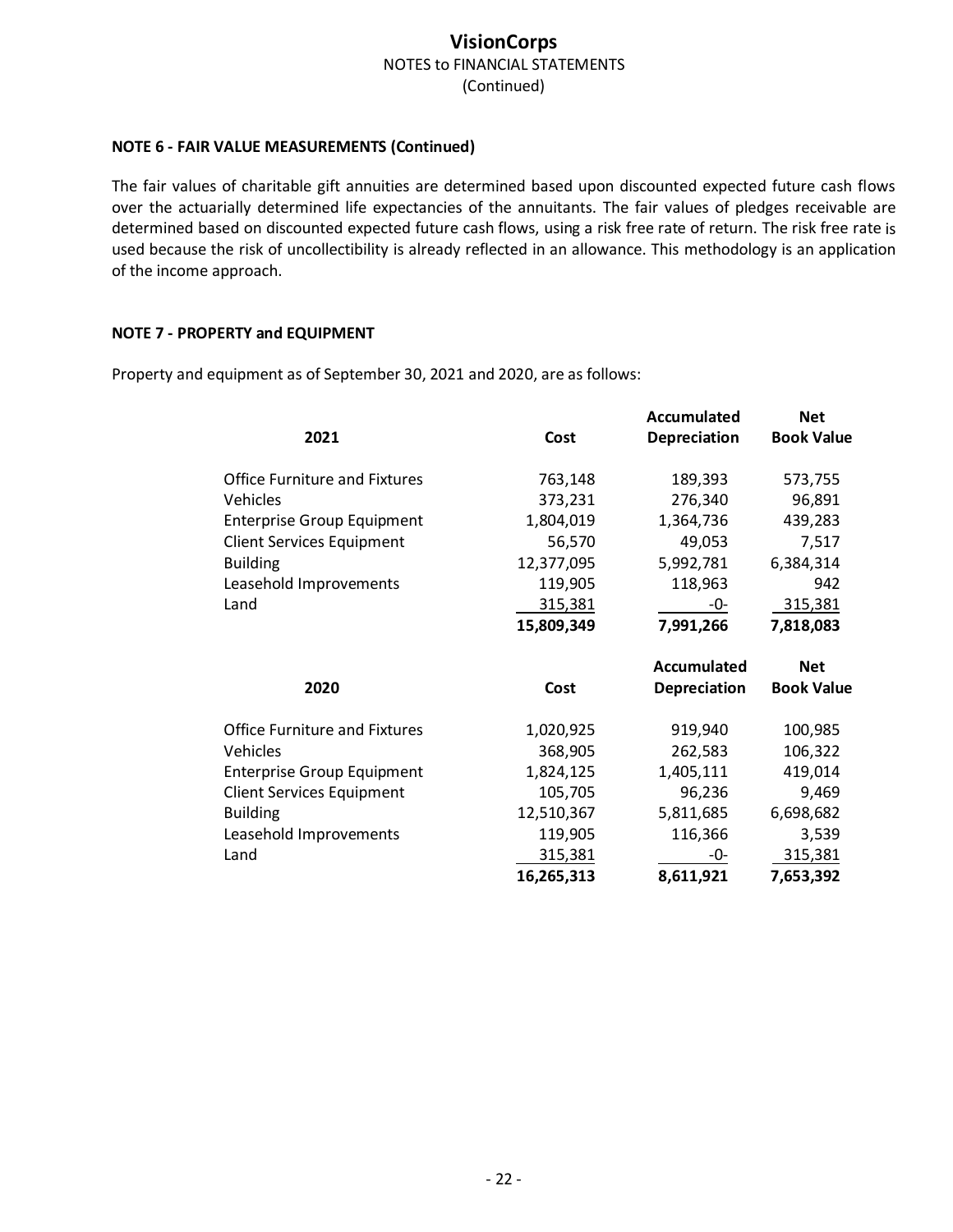### NOTE 6 - FAIR VALUE MEASUREMENTS (Continued)

The fair values of charitable gift annuities are determined based upon discounted expected future cash flows over the actuarially determined life expectancies of the annuitants. The fair values of pledges receivable are determined based on discounted expected future cash flows, using a risk free rate of return. The risk free rate is used because the risk of uncollectibility is already reflected in an allowance. This methodology is an application of the income approach.

### NOTE 7 - PROPERTY and EQUIPMENT

Property and equipment as of September 30, 2021 and 2020, are as follows:

| 2021 | Cost | Accumulated Depreciation | Net Book Value |
|---|---|---|---|
| Office Furniture and Fixtures | 763,148 | 189,393 | 573,755 |
| Vehicles | 373,231 | 276,340 | 96,891 |
| Enterprise Group Equipment | 1,804,019 | 1,364,736 | 439,283 |
| Client Services Equipment | 56,570 | 49,053 | 7,517 |
| Building | 12,377,095 | 5,992,781 | 6,384,314 |
| Leasehold Improvements | 119,905 | 118,963 | 942 |
| Land | 315,381 | -0- | 315,381 |
| | **15,809,349** | **7,991,266** | **7,818,083** |

| 2020 | Cost | Accumulated Depreciation | Net Book Value |
|---|---|---|---|
| Office Furniture and Fixtures | 1,020,925 | 919,940 | 100,985 |
| Vehicles | 368,905 | 262,583 | 106,322 |
| Enterprise Group Equipment | 1,824,125 | 1,405,111 | 419,014 |
| Client Services Equipment | 105,705 | 96,236 | 9,469 |
| Building | 12,510,367 | 5,811,685 | 6,698,682 |
| Leasehold Improvements | 119,905 | 116,366 | 3,539 |
| Land | 315,381 | -0- | 315,381 |
| | **16,265,313** | **8,611,921** | **7,653,392** |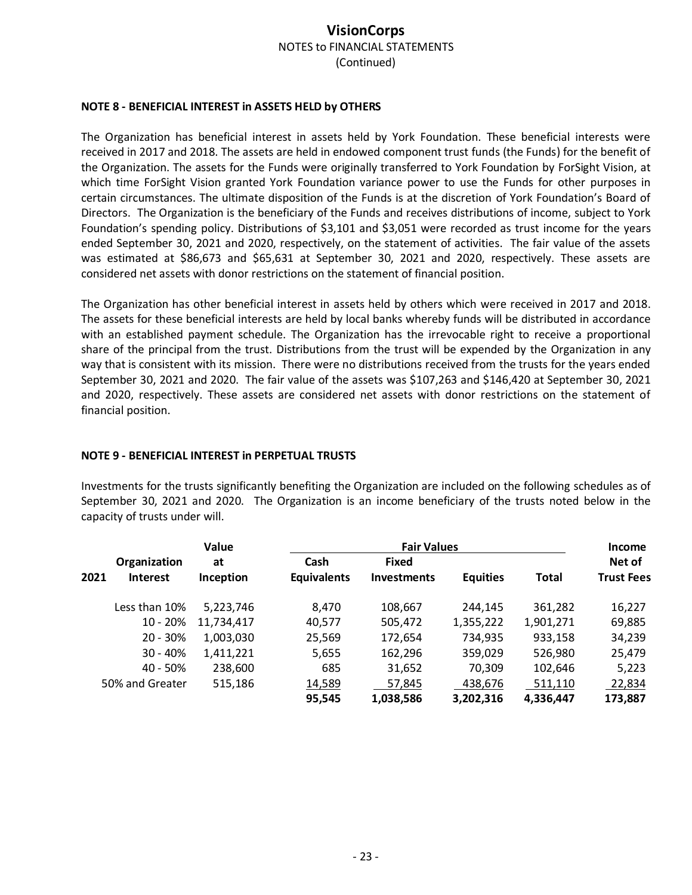### NOTE 8 - BENEFICIAL INTEREST in ASSETS HELD by OTHERS

The Organization has beneficial interest in assets held by York Foundation. These beneficial interests were received in 2017 and 2018. The assets are held in endowed component trust funds (the Funds) for the benefit of the Organization. The assets for the Funds were originally transferred to York Foundation by ForSight Vision, at which time ForSight Vision granted York Foundation variance power to use the Funds for other purposes in certain circumstances. The ultimate disposition of the Funds is at the discretion of York Foundation's Board of Directors. The Organization is the beneficiary of the Funds and receives distributions of income, subject to York Foundation's spending policy. Distributions of $3,101 and $3,051 were recorded as trust income for the years ended September 30, 2021 and 2020, respectively, on the statement of activities. The fair value of the assets was estimated at $86,673 and $65,631 at September 30, 2021 and 2020, respectively. These assets are considered net assets with donor restrictions on the statement of financial position.

The Organization has other beneficial interest in assets held by others which were received in 2017 and 2018. The assets for these beneficial interests are held by local banks whereby funds will be distributed in accordance with an established payment schedule. The Organization has the irrevocable right to receive a proportional share of the principal from the trust. Distributions from the trust will be expended by the Organization in any way that is consistent with its mission. There were no distributions received from the trusts for the years ended September 30, 2021 and 2020. The fair value of the assets was $107,263 and $146,420 at September 30, 2021 and 2020, respectively. These assets are considered net assets with donor restrictions on the statement of financial position.

### NOTE 9 - BENEFICIAL INTEREST in PERPETUAL TRUSTS

Investments for the trusts significantly benefiting the Organization are included on the following schedules as of September 30, 2021 and 2020. The Organization is an income beneficiary of the trusts noted below in the capacity of trusts under will.

| 2021 | Organization Interest | Value at Inception | Fair Values | | | | Income Net of Trust Fees |
|---|---|---|---|---|---|---|---|
| | | | Cash Equivalents | Fixed Investments | Equities | Total | |
| | Less than 10% | 5,223,746 | 8,470 | 108,667 | 244,145 | 361,282 | 16,227 |
| | 10 - 20% | 11,734,417 | 40,577 | 505,472 | 1,355,222 | 1,901,271 | 69,885 |
| | 20 - 30% | 1,003,030 | 25,569 | 172,654 | 734,935 | 933,158 | 34,239 |
| | 30 - 40% | 1,411,221 | 5,655 | 162,296 | 359,029 | 526,980 | 25,479 |
| | 40 - 50% | 238,600 | 685 | 31,652 | 70,309 | 102,646 | 5,223 |
| | 50% and Greater | 515,186 | 14,589 | 57,845 | 438,676 | 511,110 | 22,834 |
| | | | **95,545** | **1,038,586** | **3,202,316** | **4,336,447** | **173,887** |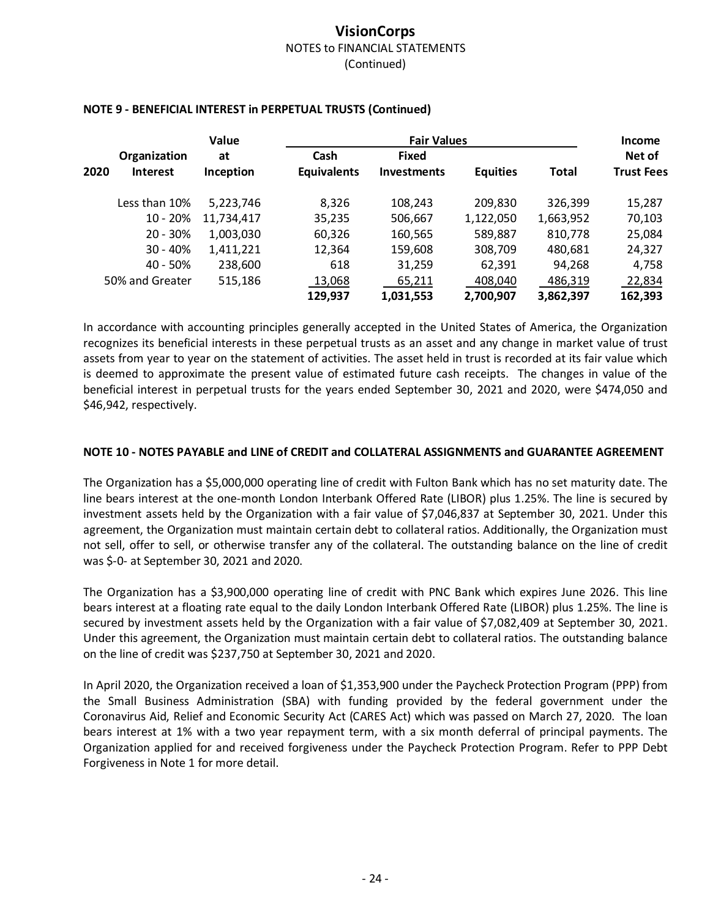### NOTE 9 - BENEFICIAL INTEREST in PERPETUAL TRUSTS (Continued)

| 2020 | Organization Interest | Value at Inception | Fair Values | | | | Income Net of Trust Fees |
|---|---|---|---|---|---|---|---|
| | | | Cash Equivalents | Fixed Investments | Equities | Total | |
| | Less than 10% | 5,223,746 | 8,326 | 108,243 | 209,830 | 326,399 | 15,287 |
| | 10 - 20% | 11,734,417 | 35,235 | 506,667 | 1,122,050 | 1,663,952 | 70,103 |
| | 20 - 30% | 1,003,030 | 60,326 | 160,565 | 589,887 | 810,778 | 25,084 |
| | 30 - 40% | 1,411,221 | 12,364 | 159,608 | 308,709 | 480,681 | 24,327 |
| | 40 - 50% | 238,600 | 618 | 31,259 | 62,391 | 94,268 | 4,758 |
| | 50% and Greater | 515,186 | 13,068 | 65,211 | 408,040 | 486,319 | 22,834 |
| | | | **129,937** | **1,031,553** | **2,700,907** | **3,862,397** | **162,393** |

In accordance with accounting principles generally accepted in the United States of America, the Organization recognizes its beneficial interests in these perpetual trusts as an asset and any change in market value of trust assets from year to year on the statement of activities. The asset held in trust is recorded at its fair value which is deemed to approximate the present value of estimated future cash receipts. The changes in value of the beneficial interest in perpetual trusts for the years ended September 30, 2021 and 2020, were $474,050 and $46,942, respectively.

### NOTE 10 - NOTES PAYABLE and LINE of CREDIT and COLLATERAL ASSIGNMENTS and GUARANTEE AGREEMENT

The Organization has a $5,000,000 operating line of credit with Fulton Bank which has no set maturity date. The line bears interest at the one-month London Interbank Offered Rate (LIBOR) plus 1.25%. The line is secured by investment assets held by the Organization with a fair value of $7,046,837 at September 30, 2021. Under this agreement, the Organization must maintain certain debt to collateral ratios. Additionally, the Organization must not sell, offer to sell, or otherwise transfer any of the collateral. The outstanding balance on the line of credit was $-0- at September 30, 2021 and 2020.

The Organization has a $3,900,000 operating line of credit with PNC Bank which expires June 2026. This line bears interest at a floating rate equal to the daily London Interbank Offered Rate (LIBOR) plus 1.25%. The line is secured by investment assets held by the Organization with a fair value of $7,082,409 at September 30, 2021. Under this agreement, the Organization must maintain certain debt to collateral ratios. The outstanding balance on the line of credit was $237,750 at September 30, 2021 and 2020.

In April 2020, the Organization received a loan of $1,353,900 under the Paycheck Protection Program (PPP) from the Small Business Administration (SBA) with funding provided by the federal government under the Coronavirus Aid, Relief and Economic Security Act (CARES Act) which was passed on March 27, 2020. The loan bears interest at 1% with a two year repayment term, with a six month deferral of principal payments. The Organization applied for and received forgiveness under the Paycheck Protection Program. Refer to PPP Debt Forgiveness in Note 1 for more detail.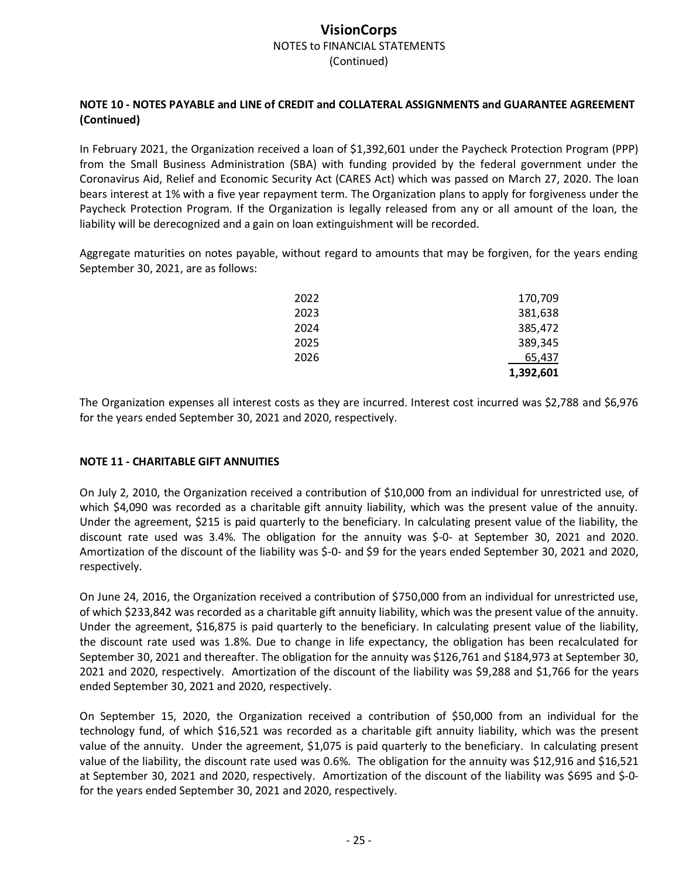**NOTE 10 - NOTES PAYABLE and LINE of CREDIT and COLLATERAL ASSIGNMENTS and GUARANTEE AGREEMENT (Continued)**

In February 2021, the Organization received a loan of $1,392,601 under the Paycheck Protection Program (PPP) from the Small Business Administration (SBA) with funding provided by the federal government under the Coronavirus Aid, Relief and Economic Security Act (CARES Act) which was passed on March 27, 2020. The loan bears interest at 1% with a five year repayment term. The Organization plans to apply for forgiveness under the Paycheck Protection Program. If the Organization is legally released from any or all amount of the loan, the liability will be derecognized and a gain on loan extinguishment will be recorded.

Aggregate maturities on notes payable, without regard to amounts that may be forgiven, for the years ending September 30, 2021, are as follows:

| | |
|---|---:|
| 2022 | 170,709 |
| 2023 | 381,638 |
| 2024 | 385,472 |
| 2025 | 389,345 |
| 2026 | 65,437 |
| | **1,392,601** |

The Organization expenses all interest costs as they are incurred. Interest cost incurred was $2,788 and $6,976 for the years ended September 30, 2021 and 2020, respectively.

**NOTE 11 - CHARITABLE GIFT ANNUITIES**

On July 2, 2010, the Organization received a contribution of $10,000 from an individual for unrestricted use, of which $4,090 was recorded as a charitable gift annuity liability, which was the present value of the annuity. Under the agreement, $215 is paid quarterly to the beneficiary. In calculating present value of the liability, the discount rate used was 3.4%. The obligation for the annuity was $-0- at September 30, 2021 and 2020. Amortization of the discount of the liability was $-0- and $9 for the years ended September 30, 2021 and 2020, respectively.

On June 24, 2016, the Organization received a contribution of $750,000 from an individual for unrestricted use, of which $233,842 was recorded as a charitable gift annuity liability, which was the present value of the annuity. Under the agreement, $16,875 is paid quarterly to the beneficiary. In calculating present value of the liability, the discount rate used was 1.8%. Due to change in life expectancy, the obligation has been recalculated for September 30, 2021 and thereafter. The obligation for the annuity was $126,761 and $184,973 at September 30, 2021 and 2020, respectively. Amortization of the discount of the liability was $9,288 and $1,766 for the years ended September 30, 2021 and 2020, respectively.

On September 15, 2020, the Organization received a contribution of $50,000 from an individual for the technology fund, of which $16,521 was recorded as a charitable gift annuity liability, which was the present value of the annuity. Under the agreement, $1,075 is paid quarterly to the beneficiary. In calculating present value of the liability, the discount rate used was 0.6%. The obligation for the annuity was $12,916 and $16,521 at September 30, 2021 and 2020, respectively. Amortization of the discount of the liability was $695 and $-0- for the years ended September 30, 2021 and 2020, respectively.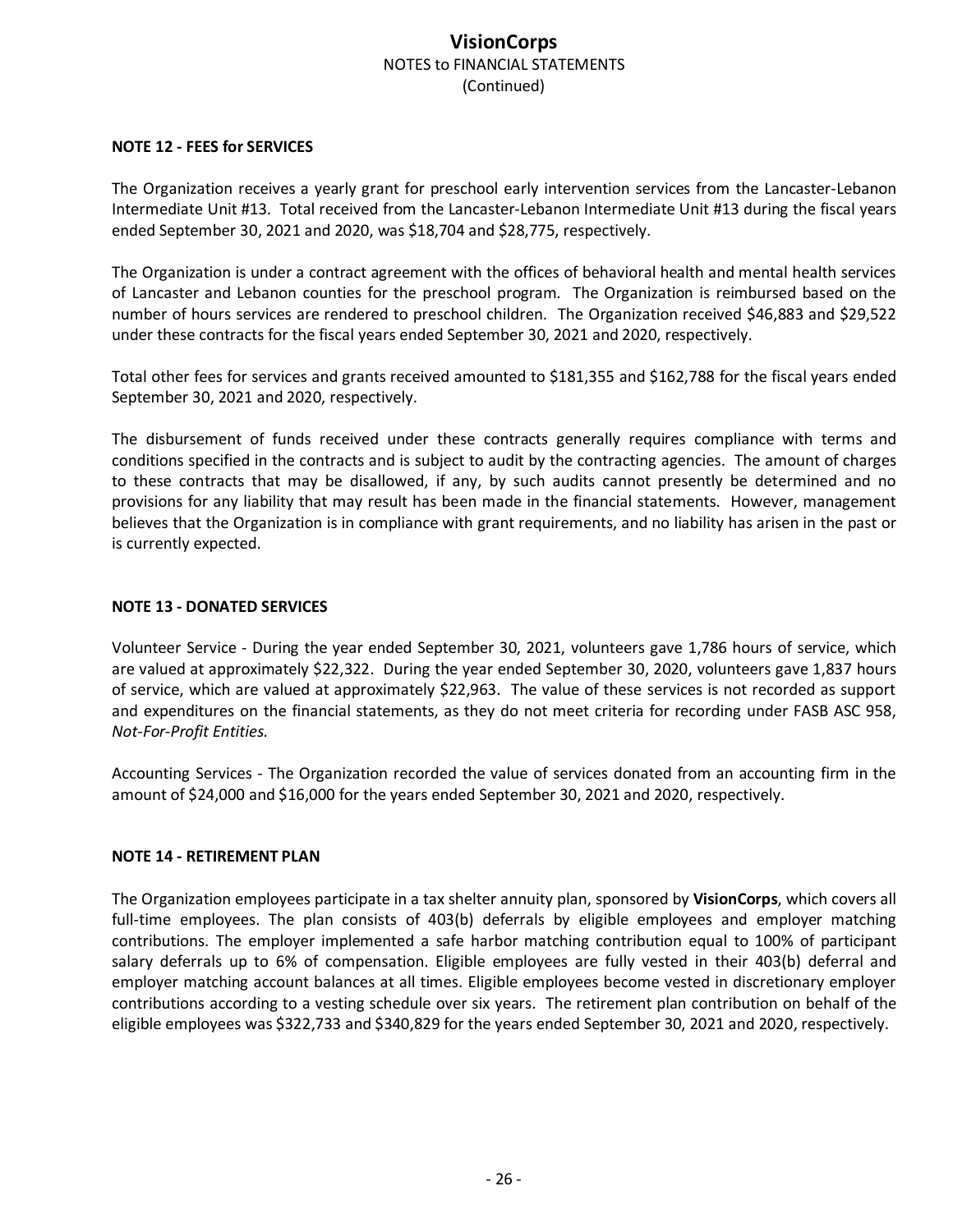## NOTE 12 - FEES for SERVICES

The Organization receives a yearly grant for preschool early intervention services from the Lancaster-Lebanon Intermediate Unit #13. Total received from the Lancaster-Lebanon Intermediate Unit #13 during the fiscal years ended September 30, 2021 and 2020, was $18,704 and $28,775, respectively.

The Organization is under a contract agreement with the offices of behavioral health and mental health services of Lancaster and Lebanon counties for the preschool program. The Organization is reimbursed based on the number of hours services are rendered to preschool children. The Organization received $46,883 and $29,522 under these contracts for the fiscal years ended September 30, 2021 and 2020, respectively.

Total other fees for services and grants received amounted to $181,355 and $162,788 for the fiscal years ended September 30, 2021 and 2020, respectively.

The disbursement of funds received under these contracts generally requires compliance with terms and conditions specified in the contracts and is subject to audit by the contracting agencies. The amount of charges to these contracts that may be disallowed, if any, by such audits cannot presently be determined and no provisions for any liability that may result has been made in the financial statements. However, management believes that the Organization is in compliance with grant requirements, and no liability has arisen in the past or is currently expected.

## NOTE 13 - DONATED SERVICES

Volunteer Service - During the year ended September 30, 2021, volunteers gave 1,786 hours of service, which are valued at approximately $22,322. During the year ended September 30, 2020, volunteers gave 1,837 hours of service, which are valued at approximately $22,963. The value of these services is not recorded as support and expenditures on the financial statements, as they do not meet criteria for recording under FASB ASC 958, *Not-For-Profit Entities.*

Accounting Services - The Organization recorded the value of services donated from an accounting firm in the amount of $24,000 and $16,000 for the years ended September 30, 2021 and 2020, respectively.

## NOTE 14 - RETIREMENT PLAN

The Organization employees participate in a tax shelter annuity plan, sponsored by **VisionCorps**, which covers all full-time employees. The plan consists of 403(b) deferrals by eligible employees and employer matching contributions. The employer implemented a safe harbor matching contribution equal to 100% of participant salary deferrals up to 6% of compensation. Eligible employees are fully vested in their 403(b) deferral and employer matching account balances at all times. Eligible employees become vested in discretionary employer contributions according to a vesting schedule over six years. The retirement plan contribution on behalf of the eligible employees was $322,733 and $340,829 for the years ended September 30, 2021 and 2020, respectively.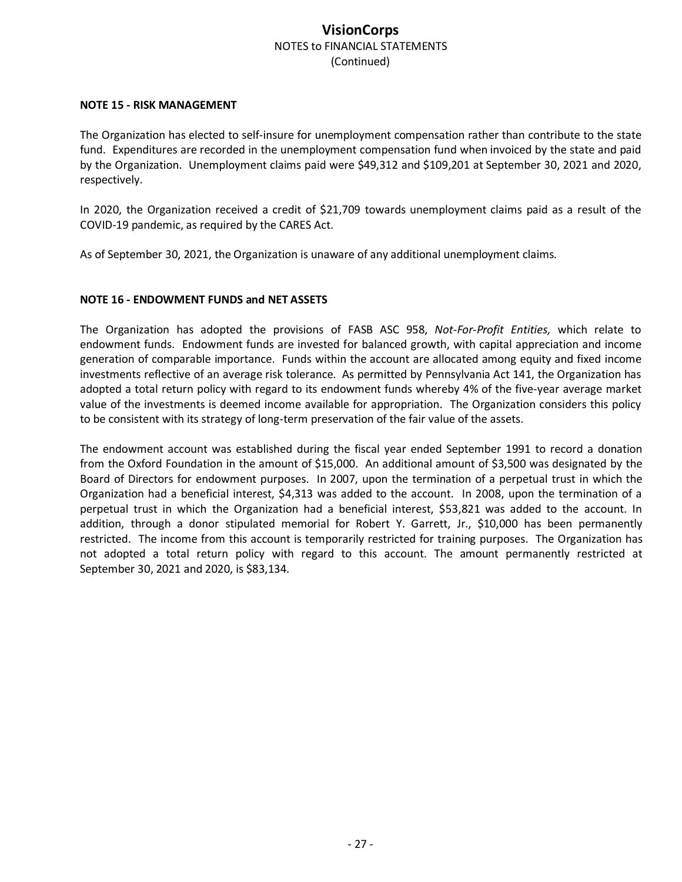**NOTE 15 - RISK MANAGEMENT**

The Organization has elected to self-insure for unemployment compensation rather than contribute to the state fund. Expenditures are recorded in the unemployment compensation fund when invoiced by the state and paid by the Organization. Unemployment claims paid were $49,312 and $109,201 at September 30, 2021 and 2020, respectively.

In 2020, the Organization received a credit of $21,709 towards unemployment claims paid as a result of the COVID-19 pandemic, as required by the CARES Act.

As of September 30, 2021, the Organization is unaware of any additional unemployment claims.

**NOTE 16 - ENDOWMENT FUNDS and NET ASSETS**

The Organization has adopted the provisions of FASB ASC 958, *Not-For-Profit Entities,* which relate to endowment funds. Endowment funds are invested for balanced growth, with capital appreciation and income generation of comparable importance. Funds within the account are allocated among equity and fixed income investments reflective of an average risk tolerance. As permitted by Pennsylvania Act 141, the Organization has adopted a total return policy with regard to its endowment funds whereby 4% of the five-year average market value of the investments is deemed income available for appropriation. The Organization considers this policy to be consistent with its strategy of long-term preservation of the fair value of the assets.

The endowment account was established during the fiscal year ended September 1991 to record a donation from the Oxford Foundation in the amount of $15,000. An additional amount of $3,500 was designated by the Board of Directors for endowment purposes. In 2007, upon the termination of a perpetual trust in which the Organization had a beneficial interest, $4,313 was added to the account. In 2008, upon the termination of a perpetual trust in which the Organization had a beneficial interest, $53,821 was added to the account. In addition, through a donor stipulated memorial for Robert Y. Garrett, Jr., $10,000 has been permanently restricted. The income from this account is temporarily restricted for training purposes. The Organization has not adopted a total return policy with regard to this account. The amount permanently restricted at September 30, 2021 and 2020, is $83,134.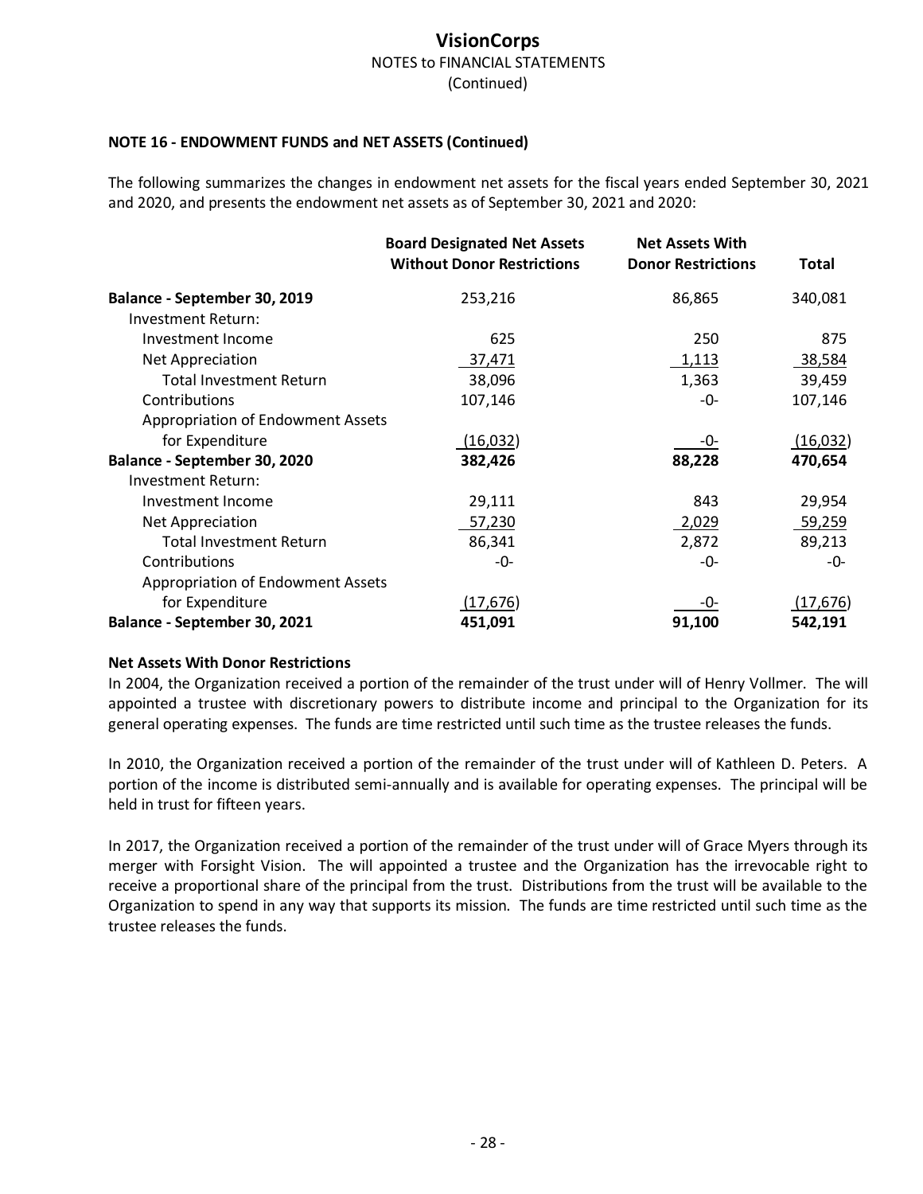### NOTE 16 - ENDOWMENT FUNDS and NET ASSETS (Continued)

The following summarizes the changes in endowment net assets for the fiscal years ended September 30, 2021 and 2020, and presents the endowment net assets as of September 30, 2021 and 2020:

| | Board Designated Net Assets Without Donor Restrictions | Net Assets With Donor Restrictions | Total |
|---|---|---|---|
| **Balance - September 30, 2019** | 253,216 | 86,865 | 340,081 |
| Investment Return: | | | |
| Investment Income | 625 | 250 | 875 |
| Net Appreciation | 37,471 | 1,113 | 38,584 |
| Total Investment Return | 38,096 | 1,363 | 39,459 |
| Contributions | 107,146 | -0- | 107,146 |
| Appropriation of Endowment Assets for Expenditure | (16,032) | -0- | (16,032) |
| **Balance - September 30, 2020** | **382,426** | **88,228** | **470,654** |
| Investment Return: | | | |
| Investment Income | 29,111 | 843 | 29,954 |
| Net Appreciation | 57,230 | 2,029 | 59,259 |
| Total Investment Return | 86,341 | 2,872 | 89,213 |
| Contributions | -0- | -0- | -0- |
| Appropriation of Endowment Assets for Expenditure | (17,676) | -0- | (17,676) |
| **Balance - September 30, 2021** | **451,091** | **91,100** | **542,191** |

**Net Assets With Donor Restrictions**

In 2004, the Organization received a portion of the remainder of the trust under will of Henry Vollmer. The will appointed a trustee with discretionary powers to distribute income and principal to the Organization for its general operating expenses. The funds are time restricted until such time as the trustee releases the funds.

In 2010, the Organization received a portion of the remainder of the trust under will of Kathleen D. Peters. A portion of the income is distributed semi-annually and is available for operating expenses. The principal will be held in trust for fifteen years.

In 2017, the Organization received a portion of the remainder of the trust under will of Grace Myers through its merger with Forsight Vision. The will appointed a trustee and the Organization has the irrevocable right to receive a proportional share of the principal from the trust. Distributions from the trust will be available to the Organization to spend in any way that supports its mission. The funds are time restricted until such time as the trustee releases the funds.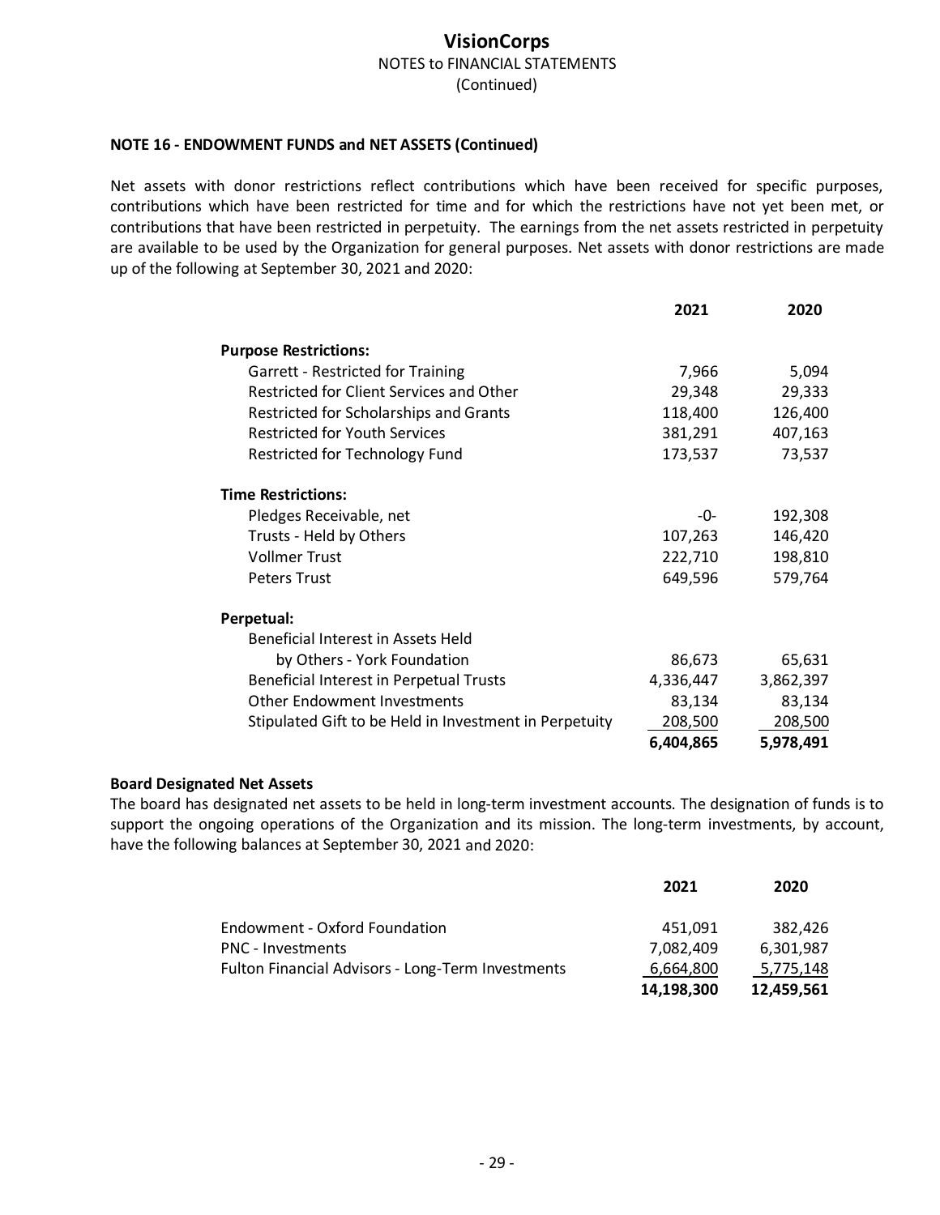# VisionCorps

NOTES to FINANCIAL STATEMENTS
(Continued)

### NOTE 16 - ENDOWMENT FUNDS and NET ASSETS (Continued)

Net assets with donor restrictions reflect contributions which have been received for specific purposes, contributions which have been restricted for time and for which the restrictions have not yet been met, or contributions that have been restricted in perpetuity. The earnings from the net assets restricted in perpetuity are available to be used by the Organization for general purposes. Net assets with donor restrictions are made up of the following at September 30, 2021 and 2020:

| | 2021 | 2020 |
|---|---|---|
| **Purpose Restrictions:** | | |
| Garrett - Restricted for Training | 7,966 | 5,094 |
| Restricted for Client Services and Other | 29,348 | 29,333 |
| Restricted for Scholarships and Grants | 118,400 | 126,400 |
| Restricted for Youth Services | 381,291 | 407,163 |
| Restricted for Technology Fund | 173,537 | 73,537 |
| **Time Restrictions:** | | |
| Pledges Receivable, net | -0- | 192,308 |
| Trusts - Held by Others | 107,263 | 146,420 |
| Vollmer Trust | 222,710 | 198,810 |
| Peters Trust | 649,596 | 579,764 |
| **Perpetual:** | | |
| Beneficial Interest in Assets Held by Others - York Foundation | 86,673 | 65,631 |
| Beneficial Interest in Perpetual Trusts | 4,336,447 | 3,862,397 |
| Other Endowment Investments | 83,134 | 83,134 |
| Stipulated Gift to be Held in Investment in Perpetuity | 208,500 | 208,500 |
| | **6,404,865** | **5,978,491** |

### Board Designated Net Assets

The board has designated net assets to be held in long-term investment accounts. The designation of funds is to support the ongoing operations of the Organization and its mission. The long-term investments, by account, have the following balances at September 30, 2021 and 2020:

| | 2021 | 2020 |
|---|---|---|
| Endowment - Oxford Foundation | 451,091 | 382,426 |
| PNC - Investments | 7,082,409 | 6,301,987 |
| Fulton Financial Advisors - Long-Term Investments | 6,664,800 | 5,775,148 |
| | **14,198,300** | **12,459,561** |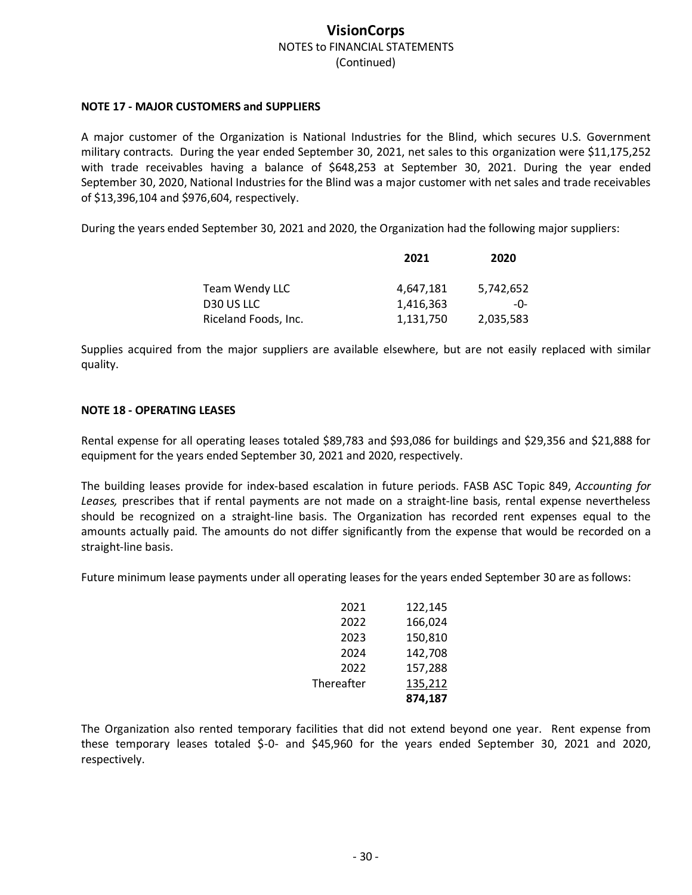## NOTE 17 - MAJOR CUSTOMERS and SUPPLIERS

A major customer of the Organization is National Industries for the Blind, which secures U.S. Government military contracts. During the year ended September 30, 2021, net sales to this organization were $11,175,252 with trade receivables having a balance of $648,253 at September 30, 2021. During the year ended September 30, 2020, National Industries for the Blind was a major customer with net sales and trade receivables of $13,396,104 and $976,604, respectively.

During the years ended September 30, 2021 and 2020, the Organization had the following major suppliers:

| | 2021 | 2020 |
|---|---|---|
| Team Wendy LLC | 4,647,181 | 5,742,652 |
| D30 US LLC | 1,416,363 | -0- |
| Riceland Foods, Inc. | 1,131,750 | 2,035,583 |

Supplies acquired from the major suppliers are available elsewhere, but are not easily replaced with similar quality.

## NOTE 18 - OPERATING LEASES

Rental expense for all operating leases totaled $89,783 and $93,086 for buildings and $29,356 and $21,888 for equipment for the years ended September 30, 2021 and 2020, respectively.

The building leases provide for index-based escalation in future periods. FASB ASC Topic 849, *Accounting for Leases,* prescribes that if rental payments are not made on a straight-line basis, rental expense nevertheless should be recognized on a straight-line basis. The Organization has recorded rent expenses equal to the amounts actually paid. The amounts do not differ significantly from the expense that would be recorded on a straight-line basis.

Future minimum lease payments under all operating leases for the years ended September 30 are as follows:

| | |
|---|---|
| 2021 | 122,145 |
| 2022 | 166,024 |
| 2023 | 150,810 |
| 2024 | 142,708 |
| 2022 | 157,288 |
| Thereafter | 135,212 |
| | **874,187** |

The Organization also rented temporary facilities that did not extend beyond one year. Rent expense from these temporary leases totaled $-0- and $45,960 for the years ended September 30, 2021 and 2020, respectively.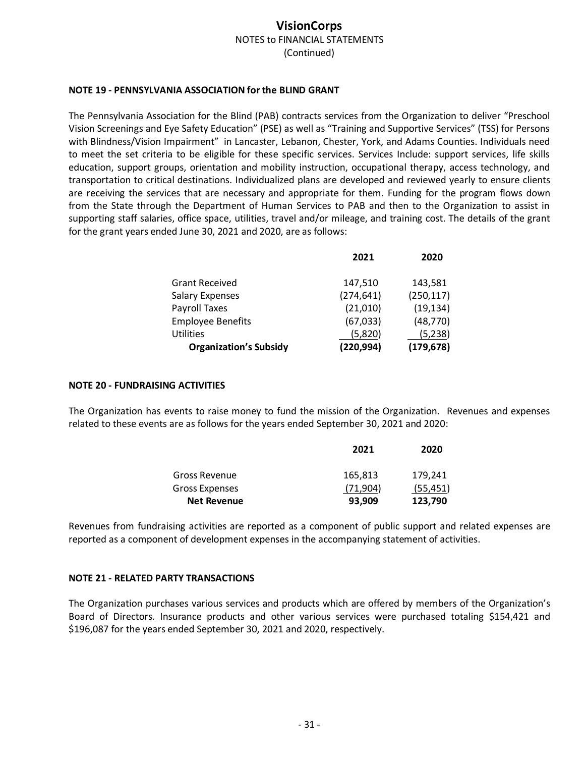#### NOTE 19 - PENNSYLVANIA ASSOCIATION for the BLIND GRANT

The Pennsylvania Association for the Blind (PAB) contracts services from the Organization to deliver "Preschool Vision Screenings and Eye Safety Education" (PSE) as well as "Training and Supportive Services" (TSS) for Persons with Blindness/Vision Impairment" in Lancaster, Lebanon, Chester, York, and Adams Counties. Individuals need to meet the set criteria to be eligible for these specific services. Services Include: support services, life skills education, support groups, orientation and mobility instruction, occupational therapy, access technology, and transportation to critical destinations. Individualized plans are developed and reviewed yearly to ensure clients are receiving the services that are necessary and appropriate for them. Funding for the program flows down from the State through the Department of Human Services to PAB and then to the Organization to assist in supporting staff salaries, office space, utilities, travel and/or mileage, and training cost. The details of the grant for the grant years ended June 30, 2021 and 2020, are as follows:

| | 2021 | 2020 |
|---|---|---|
| Grant Received | 147,510 | 143,581 |
| Salary Expenses | (274,641) | (250,117) |
| Payroll Taxes | (21,010) | (19,134) |
| Employee Benefits | (67,033) | (48,770) |
| Utilities | (5,820) | (5,238) |
| **Organization's Subsidy** | **(220,994)** | **(179,678)** |

#### NOTE 20 - FUNDRAISING ACTIVITIES

The Organization has events to raise money to fund the mission of the Organization. Revenues and expenses related to these events are as follows for the years ended September 30, 2021 and 2020:

| | 2021 | 2020 |
|---|---|---|
| Gross Revenue | 165,813 | 179,241 |
| Gross Expenses | (71,904) | (55,451) |
| **Net Revenue** | **93,909** | **123,790** |

Revenues from fundraising activities are reported as a component of public support and related expenses are reported as a component of development expenses in the accompanying statement of activities.

#### NOTE 21 - RELATED PARTY TRANSACTIONS

The Organization purchases various services and products which are offered by members of the Organization's Board of Directors. Insurance products and other various services were purchased totaling $154,421 and $196,087 for the years ended September 30, 2021 and 2020, respectively.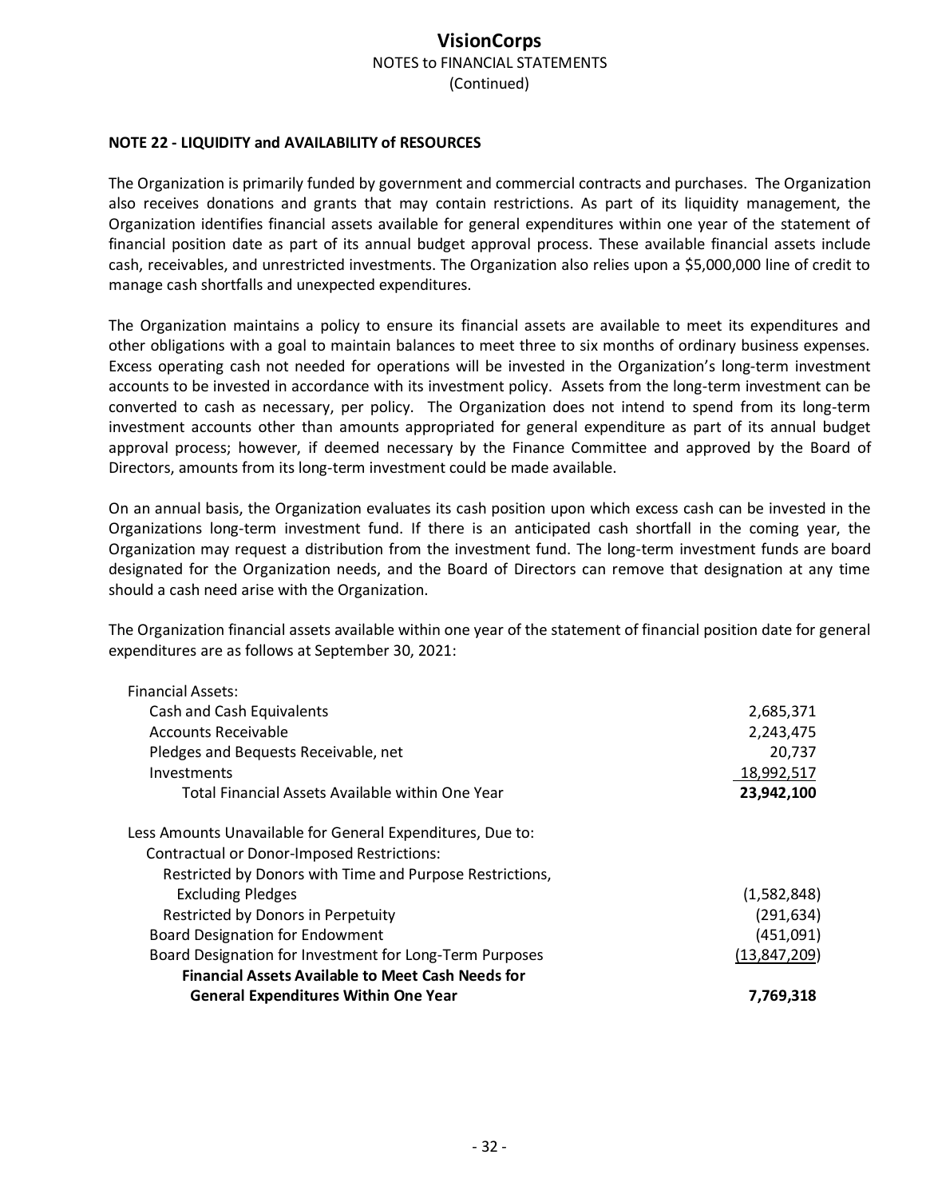# VisionCorps
NOTES to FINANCIAL STATEMENTS
(Continued)

**NOTE 22 - LIQUIDITY and AVAILABILITY of RESOURCES**

The Organization is primarily funded by government and commercial contracts and purchases. The Organization also receives donations and grants that may contain restrictions. As part of its liquidity management, the Organization identifies financial assets available for general expenditures within one year of the statement of financial position date as part of its annual budget approval process. These available financial assets include cash, receivables, and unrestricted investments. The Organization also relies upon a $5,000,000 line of credit to manage cash shortfalls and unexpected expenditures.

The Organization maintains a policy to ensure its financial assets are available to meet its expenditures and other obligations with a goal to maintain balances to meet three to six months of ordinary business expenses. Excess operating cash not needed for operations will be invested in the Organization's long-term investment accounts to be invested in accordance with its investment policy. Assets from the long-term investment can be converted to cash as necessary, per policy. The Organization does not intend to spend from its long-term investment accounts other than amounts appropriated for general expenditure as part of its annual budget approval process; however, if deemed necessary by the Finance Committee and approved by the Board of Directors, amounts from its long-term investment could be made available.

On an annual basis, the Organization evaluates its cash position upon which excess cash can be invested in the Organizations long-term investment fund. If there is an anticipated cash shortfall in the coming year, the Organization may request a distribution from the investment fund. The long-term investment funds are board designated for the Organization needs, and the Board of Directors can remove that designation at any time should a cash need arise with the Organization.

The Organization financial assets available within one year of the statement of financial position date for general expenditures are as follows at September 30, 2021:

| | |
|---|---|
| Financial Assets: | |
| Cash and Cash Equivalents | 2,685,371 |
| Accounts Receivable | 2,243,475 |
| Pledges and Bequests Receivable, net | 20,737 |
| Investments | 18,992,517 |
| Total Financial Assets Available within One Year | **23,942,100** |
| Less Amounts Unavailable for General Expenditures, Due to: | |
| Contractual or Donor-Imposed Restrictions: | |
| Restricted by Donors with Time and Purpose Restrictions, Excluding Pledges | (1,582,848) |
| Restricted by Donors in Perpetuity | (291,634) |
| Board Designation for Endowment | (451,091) |
| Board Designation for Investment for Long-Term Purposes | (13,847,209) |
| **Financial Assets Available to Meet Cash Needs for General Expenditures Within One Year** | **7,769,318** |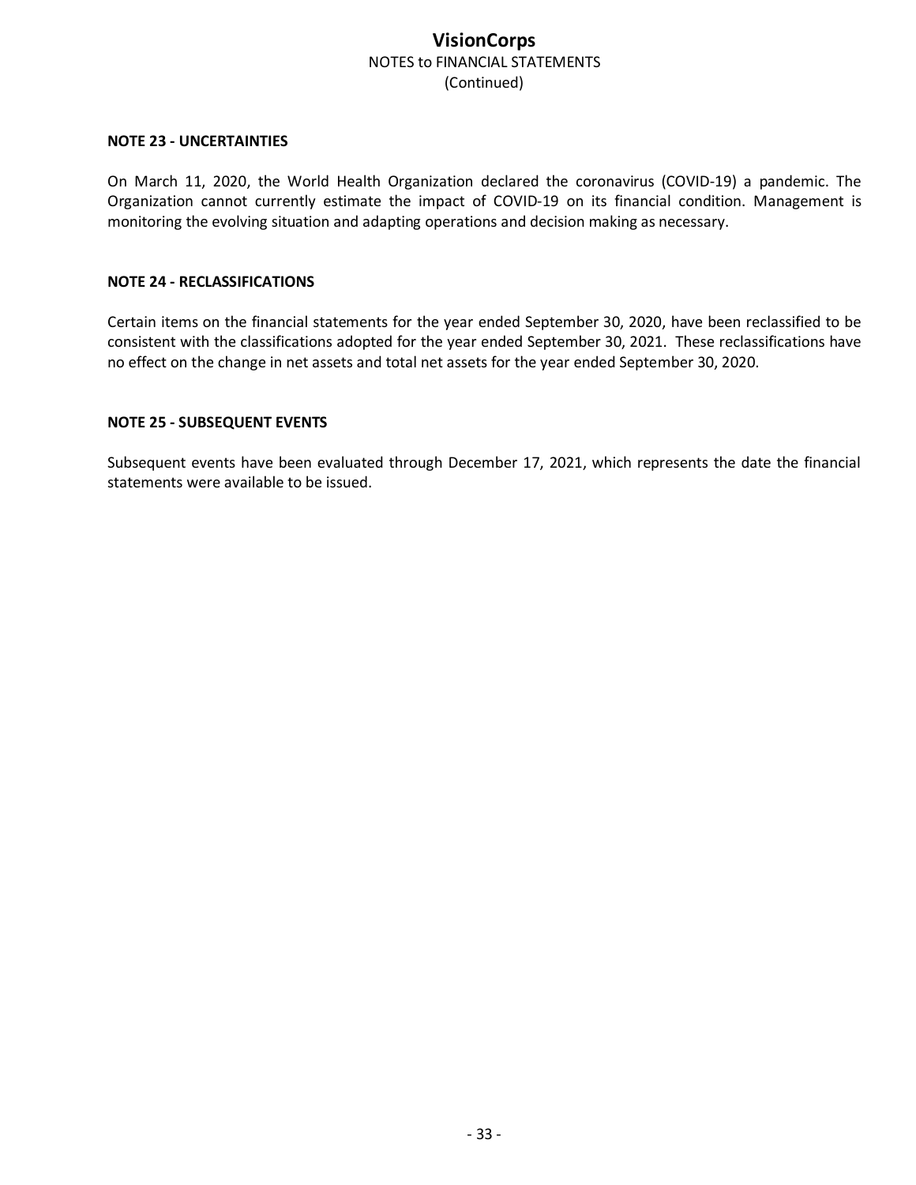### NOTE 23 - UNCERTAINTIES

On March 11, 2020, the World Health Organization declared the coronavirus (COVID-19) a pandemic. The Organization cannot currently estimate the impact of COVID-19 on its financial condition. Management is monitoring the evolving situation and adapting operations and decision making as necessary.

### NOTE 24 - RECLASSIFICATIONS

Certain items on the financial statements for the year ended September 30, 2020, have been reclassified to be consistent with the classifications adopted for the year ended September 30, 2021. These reclassifications have no effect on the change in net assets and total net assets for the year ended September 30, 2020.

### NOTE 25 - SUBSEQUENT EVENTS

Subsequent events have been evaluated through December 17, 2021, which represents the date the financial statements were available to be issued.